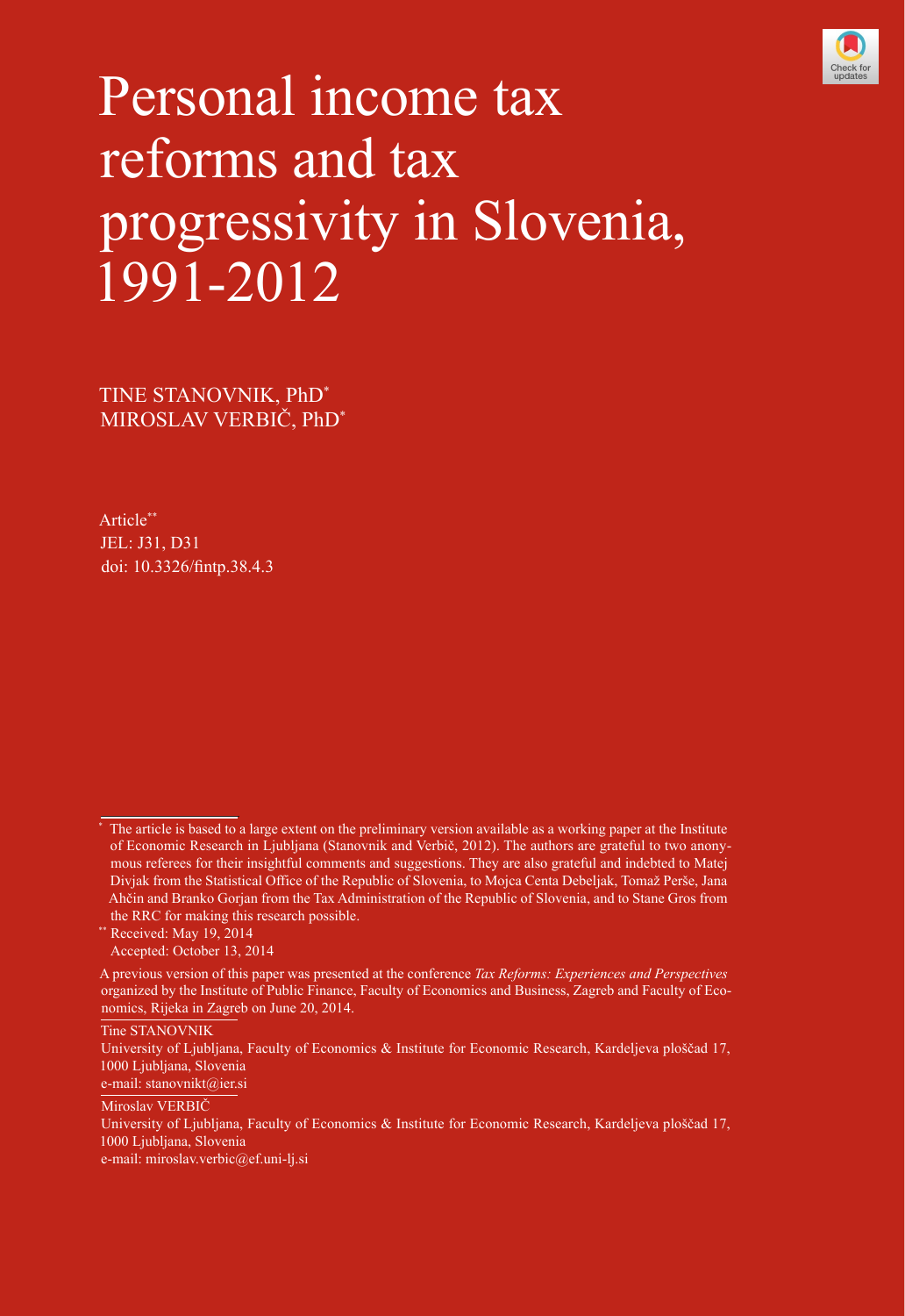# Personal income tax reforms and tax progressivity in Slovenia, 1991-2012

TINE STANOVNIK, PhD*
MIROSLAV VERBIČ, PhD*

Article**
JEL: J31, D31
doi: 10.3326/fintp.38.4.3

---

\* The article is based to a large extent on the preliminary version available as a working paper at the Institute of Economic Research in Ljubljana (Stanovnik and Verbič, 2012). The authors are grateful to two anonymous referees for their insightful comments and suggestions. They are also grateful and indebted to Matej Divjak from the Statistical Office of the Republic of Slovenia, to Mojca Centa Debeljak, Tomaž Perše, Jana Ahčin and Branko Gorjan from the Tax Administration of the Republic of Slovenia, and to Stane Gros from the RRC for making this research possible.

\*\* Received: May 19, 2014
Accepted: October 13, 2014

A previous version of this paper was presented at the conference *Tax Reforms: Experiences and Perspectives* organized by the Institute of Public Finance, Faculty of Economics and Business, Zagreb and Faculty of Economics, Rijeka in Zagreb on June 20, 2014.

Tine STANOVNIK
University of Ljubljana, Faculty of Economics & Institute for Economic Research, Kardeljeva ploščad 17, 1000 Ljubljana, Slovenia
e-mail: stanovnikt@ier.si

Miroslav VERBIČ
University of Ljubljana, Faculty of Economics & Institute for Economic Research, Kardeljeva ploščad 17, 1000 Ljubljana, Slovenia
e-mail: miroslav.verbic@ef.uni-lj.si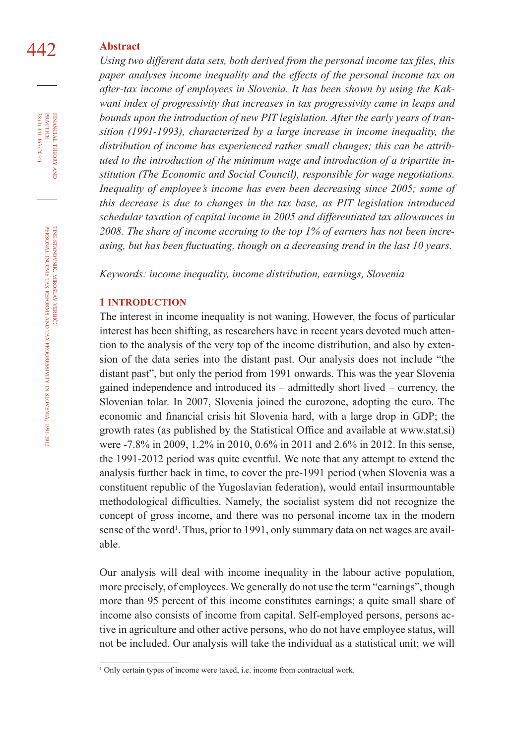## Abstract

*Using two different data sets, both derived from the personal income tax files, this paper analyses income inequality and the effects of the personal income tax on after-tax income of employees in Slovenia. It has been shown by using the Kakwani index of progressivity that increases in tax progressivity came in leaps and bounds upon the introduction of new PIT legislation. After the early years of transition (1991-1993), characterized by a large increase in income inequality, the distribution of income has experienced rather small changes; this can be attributed to the introduction of the minimum wage and introduction of a tripartite institution (The Economic and Social Council), responsible for wage negotiations. Inequality of employee's income has even been decreasing since 2005; some of this decrease is due to changes in the tax base, as PIT legislation introduced schedular taxation of capital income in 2005 and differentiated tax allowances in 2008. The share of income accruing to the top 1% of earners has not been increasing, but has been fluctuating, though on a decreasing trend in the last 10 years.*

*Keywords: income inequality, income distribution, earnings, Slovenia*

## 1 INTRODUCTION

The interest in income inequality is not waning. However, the focus of particular interest has been shifting, as researchers have in recent years devoted much attention to the analysis of the very top of the income distribution, and also by extension of the data series into the distant past. Our analysis does not include "the distant past", but only the period from 1991 onwards. This was the year Slovenia gained independence and introduced its – admittedly short lived – currency, the Slovenian tolar. In 2007, Slovenia joined the eurozone, adopting the euro. The economic and financial crisis hit Slovenia hard, with a large drop in GDP; the growth rates (as published by the Statistical Office and available at www.stat.si) were -7.8% in 2009, 1.2% in 2010, 0.6% in 2011 and 2.6% in 2012. In this sense, the 1991-2012 period was quite eventful. We note that any attempt to extend the analysis further back in time, to cover the pre-1991 period (when Slovenia was a constituent republic of the Yugoslavian federation), would entail insurmountable methodological difficulties. Namely, the socialist system did not recognize the concept of gross income, and there was no personal income tax in the modern sense of the word[1]. Thus, prior to 1991, only summary data on net wages are available.

Our analysis will deal with income inequality in the labour active population, more precisely, of employees. We generally do not use the term "earnings", though more than 95 percent of this income constitutes earnings; a quite small share of income also consists of income from capital. Self-employed persons, persons active in agriculture and other active persons, who do not have employee status, will not be included. Our analysis will take the individual as a statistical unit; we will

[1] Only certain types of income were taxed, i.e. income from contractual work.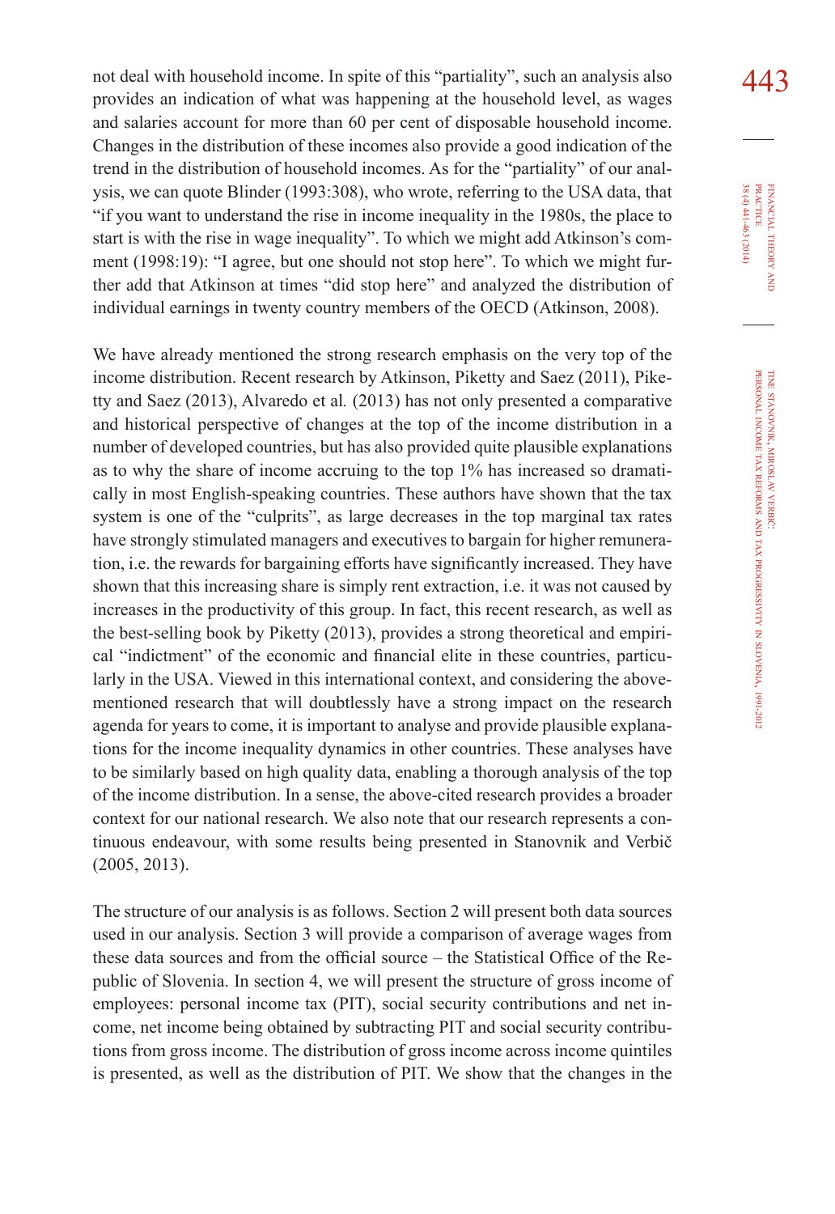not deal with household income. In spite of this "partiality", such an analysis also provides an indication of what was happening at the household level, as wages and salaries account for more than 60 per cent of disposable household income. Changes in the distribution of these incomes also provide a good indication of the trend in the distribution of household incomes. As for the "partiality" of our analysis, we can quote Blinder (1993:308), who wrote, referring to the USA data, that "if you want to understand the rise in income inequality in the 1980s, the place to start is with the rise in wage inequality". To which we might add Atkinson's comment (1998:19): "I agree, but one should not stop here". To which we might further add that Atkinson at times "did stop here" and analyzed the distribution of individual earnings in twenty country members of the OECD (Atkinson, 2008).

We have already mentioned the strong research emphasis on the very top of the income distribution. Recent research by Atkinson, Piketty and Saez (2011), Piketty and Saez (2013), Alvaredo et al*.* (2013) has not only presented a comparative and historical perspective of changes at the top of the income distribution in a number of developed countries, but has also provided quite plausible explanations as to why the share of income accruing to the top 1% has increased so dramatically in most English-speaking countries. These authors have shown that the tax system is one of the "culprits", as large decreases in the top marginal tax rates have strongly stimulated managers and executives to bargain for higher remuneration, i.e. the rewards for bargaining efforts have significantly increased. They have shown that this increasing share is simply rent extraction, i.e. it was not caused by increases in the productivity of this group. In fact, this recent research, as well as the best-selling book by Piketty (2013), provides a strong theoretical and empirical "indictment" of the economic and financial elite in these countries, particularly in the USA. Viewed in this international context, and considering the above-mentioned research that will doubtlessly have a strong impact on the research agenda for years to come, it is important to analyse and provide plausible explanations for the income inequality dynamics in other countries. These analyses have to be similarly based on high quality data, enabling a thorough analysis of the top of the income distribution. In a sense, the above-cited research provides a broader context for our national research. We also note that our research represents a continuous endeavour, with some results being presented in Stanovnik and Verbič (2005, 2013).

The structure of our analysis is as follows. Section 2 will present both data sources used in our analysis. Section 3 will provide a comparison of average wages from these data sources and from the official source – the Statistical Office of the Republic of Slovenia. In section 4, we will present the structure of gross income of employees: personal income tax (PIT), social security contributions and net income, net income being obtained by subtracting PIT and social security contributions from gross income. The distribution of gross income across income quintiles is presented, as well as the distribution of PIT. We show that the changes in the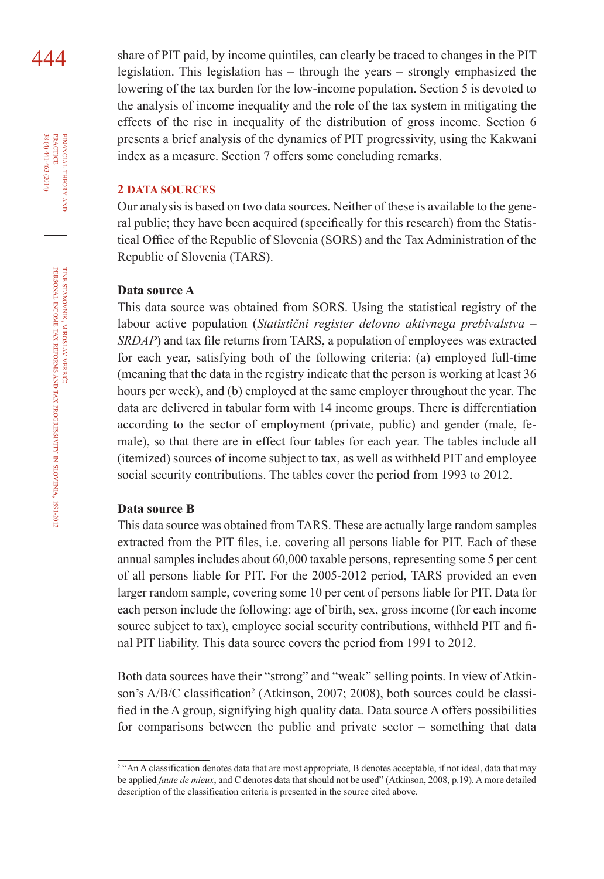share of PIT paid, by income quintiles, can clearly be traced to changes in the PIT legislation. This legislation has – through the years – strongly emphasized the lowering of the tax burden for the low-income population. Section 5 is devoted to the analysis of income inequality and the role of the tax system in mitigating the effects of the rise in inequality of the distribution of gross income. Section 6 presents a brief analysis of the dynamics of PIT progressivity, using the Kakwani index as a measure. Section 7 offers some concluding remarks.

## 2 DATA SOURCES

Our analysis is based on two data sources. Neither of these is available to the general public; they have been acquired (specifically for this research) from the Statistical Office of the Republic of Slovenia (SORS) and the Tax Administration of the Republic of Slovenia (TARS).

### Data source A

This data source was obtained from SORS. Using the statistical registry of the labour active population (*Statistični register delovno aktivnega prebivalstva – SRDAP*) and tax file returns from TARS, a population of employees was extracted for each year, satisfying both of the following criteria: (a) employed full-time (meaning that the data in the registry indicate that the person is working at least 36 hours per week), and (b) employed at the same employer throughout the year. The data are delivered in tabular form with 14 income groups. There is differentiation according to the sector of employment (private, public) and gender (male, female), so that there are in effect four tables for each year. The tables include all (itemized) sources of income subject to tax, as well as withheld PIT and employee social security contributions. The tables cover the period from 1993 to 2012.

### Data source B

This data source was obtained from TARS. These are actually large random samples extracted from the PIT files, i.e. covering all persons liable for PIT. Each of these annual samples includes about 60,000 taxable persons, representing some 5 per cent of all persons liable for PIT. For the 2005-2012 period, TARS provided an even larger random sample, covering some 10 per cent of persons liable for PIT. Data for each person include the following: age of birth, sex, gross income (for each income source subject to tax), employee social security contributions, withheld PIT and final PIT liability. This data source covers the period from 1991 to 2012.

Both data sources have their "strong" and "weak" selling points. In view of Atkinson's A/B/C classification[2] (Atkinson, 2007; 2008), both sources could be classified in the A group, signifying high quality data. Data source A offers possibilities for comparisons between the public and private sector – something that data

---

[2] "An A classification denotes data that are most appropriate, B denotes acceptable, if not ideal, data that may be applied *faute de mieux*, and C denotes data that should not be used" (Atkinson, 2008, p.19). A more detailed description of the classification criteria is presented in the source cited above.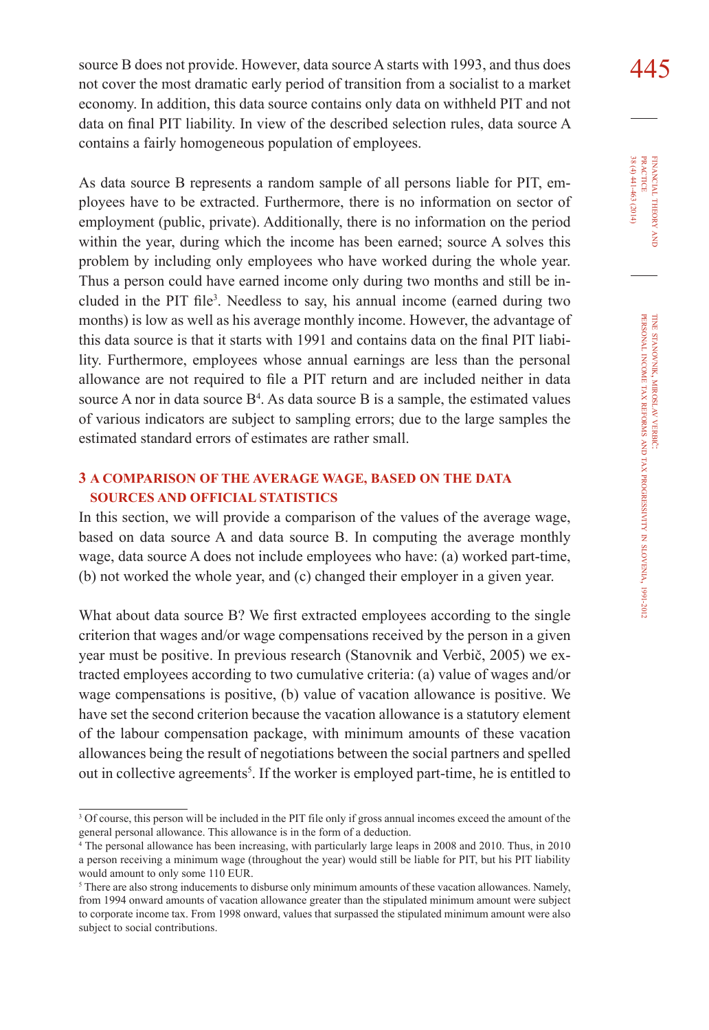source B does not provide. However, data source A starts with 1993, and thus does not cover the most dramatic early period of transition from a socialist to a market economy. In addition, this data source contains only data on withheld PIT and not data on final PIT liability. In view of the described selection rules, data source A contains a fairly homogeneous population of employees.

As data source B represents a random sample of all persons liable for PIT, employees have to be extracted. Furthermore, there is no information on sector of employment (public, private). Additionally, there is no information on the period within the year, during which the income has been earned; source A solves this problem by including only employees who have worked during the whole year. Thus a person could have earned income only during two months and still be included in the PIT file[3]. Needless to say, his annual income (earned during two months) is low as well as his average monthly income. However, the advantage of this data source is that it starts with 1991 and contains data on the final PIT liability. Furthermore, employees whose annual earnings are less than the personal allowance are not required to file a PIT return and are included neither in data source A nor in data source B[4]. As data source B is a sample, the estimated values of various indicators are subject to sampling errors; due to the large samples the estimated standard errors of estimates are rather small.

## 3 A COMPARISON OF THE AVERAGE WAGE, BASED ON THE DATA SOURCES AND OFFICIAL STATISTICS

In this section, we will provide a comparison of the values of the average wage, based on data source A and data source B. In computing the average monthly wage, data source A does not include employees who have: (a) worked part-time, (b) not worked the whole year, and (c) changed their employer in a given year.

What about data source B? We first extracted employees according to the single criterion that wages and/or wage compensations received by the person in a given year must be positive. In previous research (Stanovnik and Verbič, 2005) we extracted employees according to two cumulative criteria: (a) value of wages and/or wage compensations is positive, (b) value of vacation allowance is positive. We have set the second criterion because the vacation allowance is a statutory element of the labour compensation package, with minimum amounts of these vacation allowances being the result of negotiations between the social partners and spelled out in collective agreements[5]. If the worker is employed part-time, he is entitled to

---

[3] Of course, this person will be included in the PIT file only if gross annual incomes exceed the amount of the general personal allowance. This allowance is in the form of a deduction.

[4] The personal allowance has been increasing, with particularly large leaps in 2008 and 2010. Thus, in 2010 a person receiving a minimum wage (throughout the year) would still be liable for PIT, but his PIT liability would amount to only some 110 EUR.

[5] There are also strong inducements to disburse only minimum amounts of these vacation allowances. Namely, from 1994 onward amounts of vacation allowance greater than the stipulated minimum amount were subject to corporate income tax. From 1998 onward, values that surpassed the stipulated minimum amount were also subject to social contributions.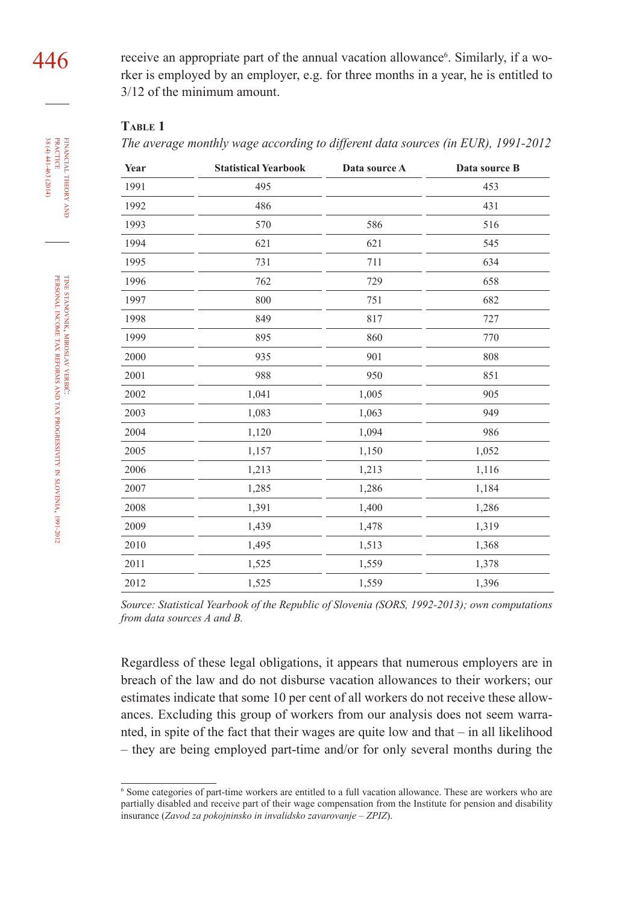receive an appropriate part of the annual vacation allowance[6]. Similarly, if a worker is employed by an employer, e.g. for three months in a year, he is entitled to 3/12 of the minimum amount.

**TABLE 1**

*The average monthly wage according to different data sources (in EUR), 1991-2012*

| Year | Statistical Yearbook | Data source A | Data source B |
|---|---|---|---|
| 1991 | 495 | | 453 |
| 1992 | 486 | | 431 |
| 1993 | 570 | 586 | 516 |
| 1994 | 621 | 621 | 545 |
| 1995 | 731 | 711 | 634 |
| 1996 | 762 | 729 | 658 |
| 1997 | 800 | 751 | 682 |
| 1998 | 849 | 817 | 727 |
| 1999 | 895 | 860 | 770 |
| 2000 | 935 | 901 | 808 |
| 2001 | 988 | 950 | 851 |
| 2002 | 1,041 | 1,005 | 905 |
| 2003 | 1,083 | 1,063 | 949 |
| 2004 | 1,120 | 1,094 | 986 |
| 2005 | 1,157 | 1,150 | 1,052 |
| 2006 | 1,213 | 1,213 | 1,116 |
| 2007 | 1,285 | 1,286 | 1,184 |
| 2008 | 1,391 | 1,400 | 1,286 |
| 2009 | 1,439 | 1,478 | 1,319 |
| 2010 | 1,495 | 1,513 | 1,368 |
| 2011 | 1,525 | 1,559 | 1,378 |
| 2012 | 1,525 | 1,559 | 1,396 |

*Source: Statistical Yearbook of the Republic of Slovenia (SORS, 1992-2013); own computations from data sources A and B.*

Regardless of these legal obligations, it appears that numerous employers are in breach of the law and do not disburse vacation allowances to their workers; our estimates indicate that some 10 per cent of all workers do not receive these allowances. Excluding this group of workers from our analysis does not seem warranted, in spite of the fact that their wages are quite low and that – in all likelihood – they are being employed part-time and/or for only several months during the

[6] Some categories of part-time workers are entitled to a full vacation allowance. These are workers who are partially disabled and receive part of their wage compensation from the Institute for pension and disability insurance (*Zavod za pokojninsko in invalidsko zavarovanje – ZPIZ*).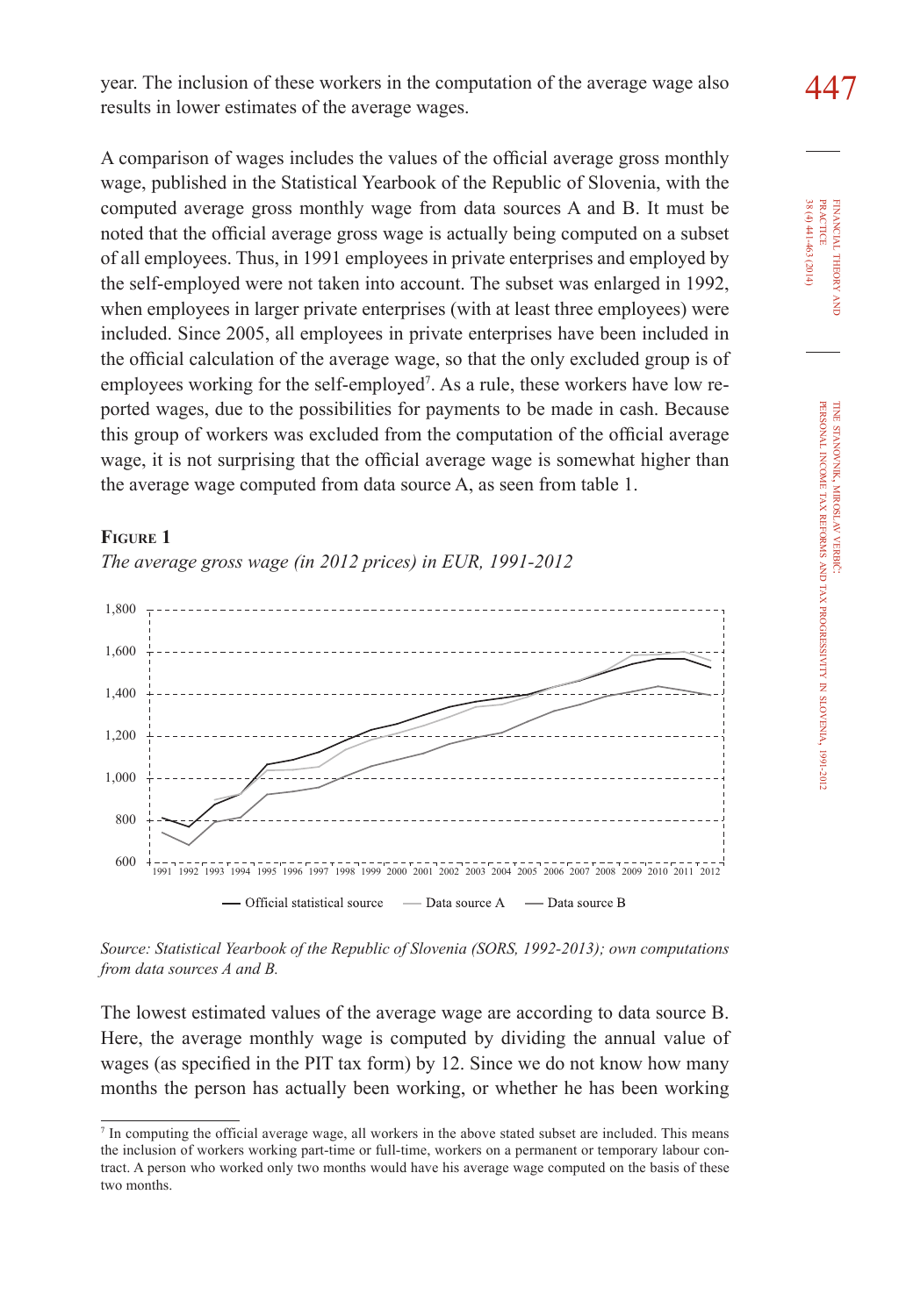year. The inclusion of these workers in the computation of the average wage also results in lower estimates of the average wages.

A comparison of wages includes the values of the official average gross monthly wage, published in the Statistical Yearbook of the Republic of Slovenia, with the computed average gross monthly wage from data sources A and B. It must be noted that the official average gross wage is actually being computed on a subset of all employees. Thus, in 1991 employees in private enterprises and employed by the self-employed were not taken into account. The subset was enlarged in 1992, when employees in larger private enterprises (with at least three employees) were included. Since 2005, all employees in private enterprises have been included in the official calculation of the average wage, so that the only excluded group is of employees working for the self-employed[7]. As a rule, these workers have low reported wages, due to the possibilities for payments to be made in cash. Because this group of workers was excluded from the computation of the official average wage, it is not surprising that the official average wage is somewhat higher than the average wage computed from data source A, as seen from table 1.

**Figure 1**

*The average gross wage (in 2012 prices) in EUR, 1991-2012*

*Source: Statistical Yearbook of the Republic of Slovenia (SORS, 1992-2013); own computations from data sources A and B.*

The lowest estimated values of the average wage are according to data source B. Here, the average monthly wage is computed by dividing the annual value of wages (as specified in the PIT tax form) by 12. Since we do not know how many months the person has actually been working, or whether he has been working

[7] In computing the official average wage, all workers in the above stated subset are included. This means the inclusion of workers working part-time or full-time, workers on a permanent or temporary labour contract. A person who worked only two months would have his average wage computed on the basis of these two months.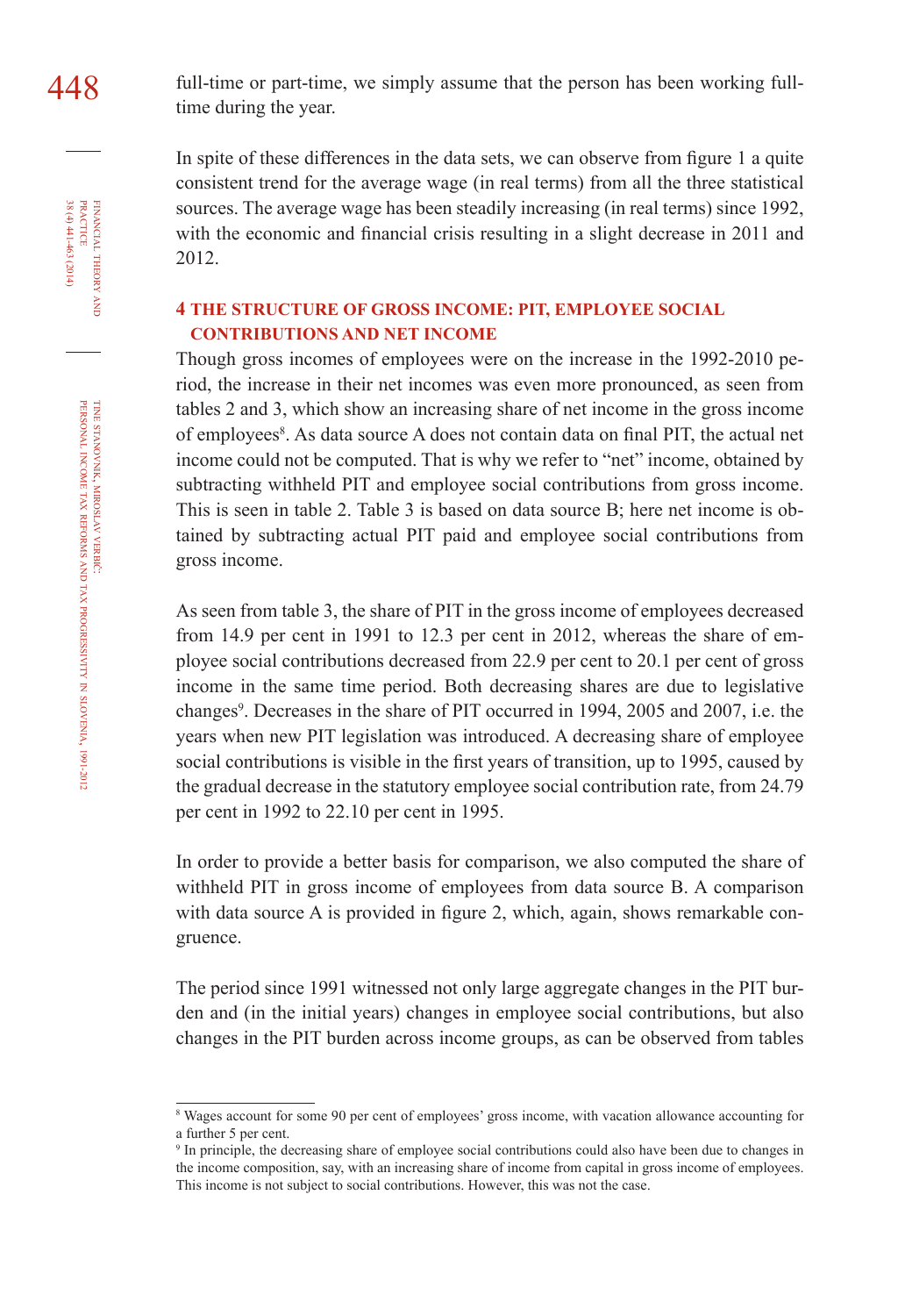full-time or part-time, we simply assume that the person has been working full-time during the year.

In spite of these differences in the data sets, we can observe from figure 1 a quite consistent trend for the average wage (in real terms) from all the three statistical sources. The average wage has been steadily increasing (in real terms) since 1992, with the economic and financial crisis resulting in a slight decrease in 2011 and 2012.

## 4 THE STRUCTURE OF GROSS INCOME: PIT, EMPLOYEE SOCIAL CONTRIBUTIONS AND NET INCOME

Though gross incomes of employees were on the increase in the 1992-2010 period, the increase in their net incomes was even more pronounced, as seen from tables 2 and 3, which show an increasing share of net income in the gross income of employees[8]. As data source A does not contain data on final PIT, the actual net income could not be computed. That is why we refer to "net" income, obtained by subtracting withheld PIT and employee social contributions from gross income. This is seen in table 2. Table 3 is based on data source B; here net income is obtained by subtracting actual PIT paid and employee social contributions from gross income.

As seen from table 3, the share of PIT in the gross income of employees decreased from 14.9 per cent in 1991 to 12.3 per cent in 2012, whereas the share of employee social contributions decreased from 22.9 per cent to 20.1 per cent of gross income in the same time period. Both decreasing shares are due to legislative changes[9]. Decreases in the share of PIT occurred in 1994, 2005 and 2007, i.e. the years when new PIT legislation was introduced. A decreasing share of employee social contributions is visible in the first years of transition, up to 1995, caused by the gradual decrease in the statutory employee social contribution rate, from 24.79 per cent in 1992 to 22.10 per cent in 1995.

In order to provide a better basis for comparison, we also computed the share of withheld PIT in gross income of employees from data source B. A comparison with data source A is provided in figure 2, which, again, shows remarkable congruence.

The period since 1991 witnessed not only large aggregate changes in the PIT burden and (in the initial years) changes in employee social contributions, but also changes in the PIT burden across income groups, as can be observed from tables

---

[8] Wages account for some 90 per cent of employees' gross income, with vacation allowance accounting for a further 5 per cent.

[9] In principle, the decreasing share of employee social contributions could also have been due to changes in the income composition, say, with an increasing share of income from capital in gross income of employees. This income is not subject to social contributions. However, this was not the case.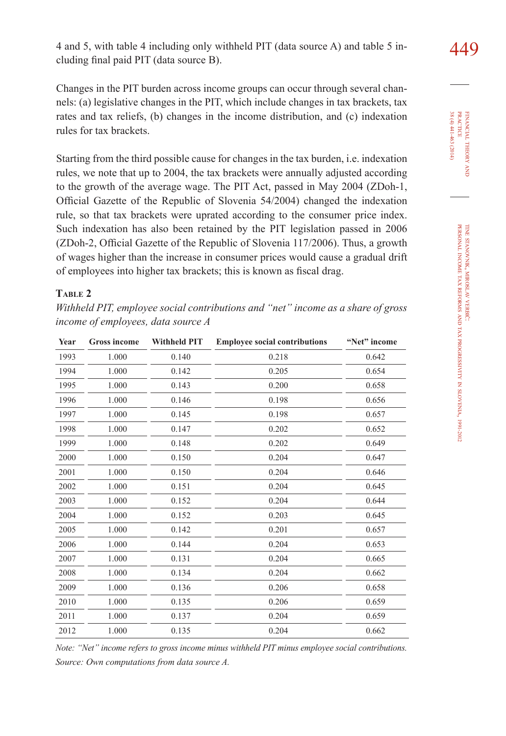4 and 5, with table 4 including only withheld PIT (data source A) and table 5 including final paid PIT (data source B).

Changes in the PIT burden across income groups can occur through several channels: (a) legislative changes in the PIT, which include changes in tax brackets, tax rates and tax reliefs, (b) changes in the income distribution, and (c) indexation rules for tax brackets.

Starting from the third possible cause for changes in the tax burden, i.e. indexation rules, we note that up to 2004, the tax brackets were annually adjusted according to the growth of the average wage. The PIT Act, passed in May 2004 (ZDoh-1, Official Gazette of the Republic of Slovenia 54/2004) changed the indexation rule, so that tax brackets were uprated according to the consumer price index. Such indexation has also been retained by the PIT legislation passed in 2006 (ZDoh-2, Official Gazette of the Republic of Slovenia 117/2006). Thus, a growth of wages higher than the increase in consumer prices would cause a gradual drift of employees into higher tax brackets; this is known as fiscal drag.

**Table 2**

*Withheld PIT, employee social contributions and "net" income as a share of gross income of employees, data source A*

| Year | Gross income | Withheld PIT | Employee social contributions | "Net" income |
|---|---|---|---|---|
| 1993 | 1.000 | 0.140 | 0.218 | 0.642 |
| 1994 | 1.000 | 0.142 | 0.205 | 0.654 |
| 1995 | 1.000 | 0.143 | 0.200 | 0.658 |
| 1996 | 1.000 | 0.146 | 0.198 | 0.656 |
| 1997 | 1.000 | 0.145 | 0.198 | 0.657 |
| 1998 | 1.000 | 0.147 | 0.202 | 0.652 |
| 1999 | 1.000 | 0.148 | 0.202 | 0.649 |
| 2000 | 1.000 | 0.150 | 0.204 | 0.647 |
| 2001 | 1.000 | 0.150 | 0.204 | 0.646 |
| 2002 | 1.000 | 0.151 | 0.204 | 0.645 |
| 2003 | 1.000 | 0.152 | 0.204 | 0.644 |
| 2004 | 1.000 | 0.152 | 0.203 | 0.645 |
| 2005 | 1.000 | 0.142 | 0.201 | 0.657 |
| 2006 | 1.000 | 0.144 | 0.204 | 0.653 |
| 2007 | 1.000 | 0.131 | 0.204 | 0.665 |
| 2008 | 1.000 | 0.134 | 0.204 | 0.662 |
| 2009 | 1.000 | 0.136 | 0.206 | 0.658 |
| 2010 | 1.000 | 0.135 | 0.206 | 0.659 |
| 2011 | 1.000 | 0.137 | 0.204 | 0.659 |
| 2012 | 1.000 | 0.135 | 0.204 | 0.662 |

*Note: "Net" income refers to gross income minus withheld PIT minus employee social contributions.*

*Source: Own computations from data source A.*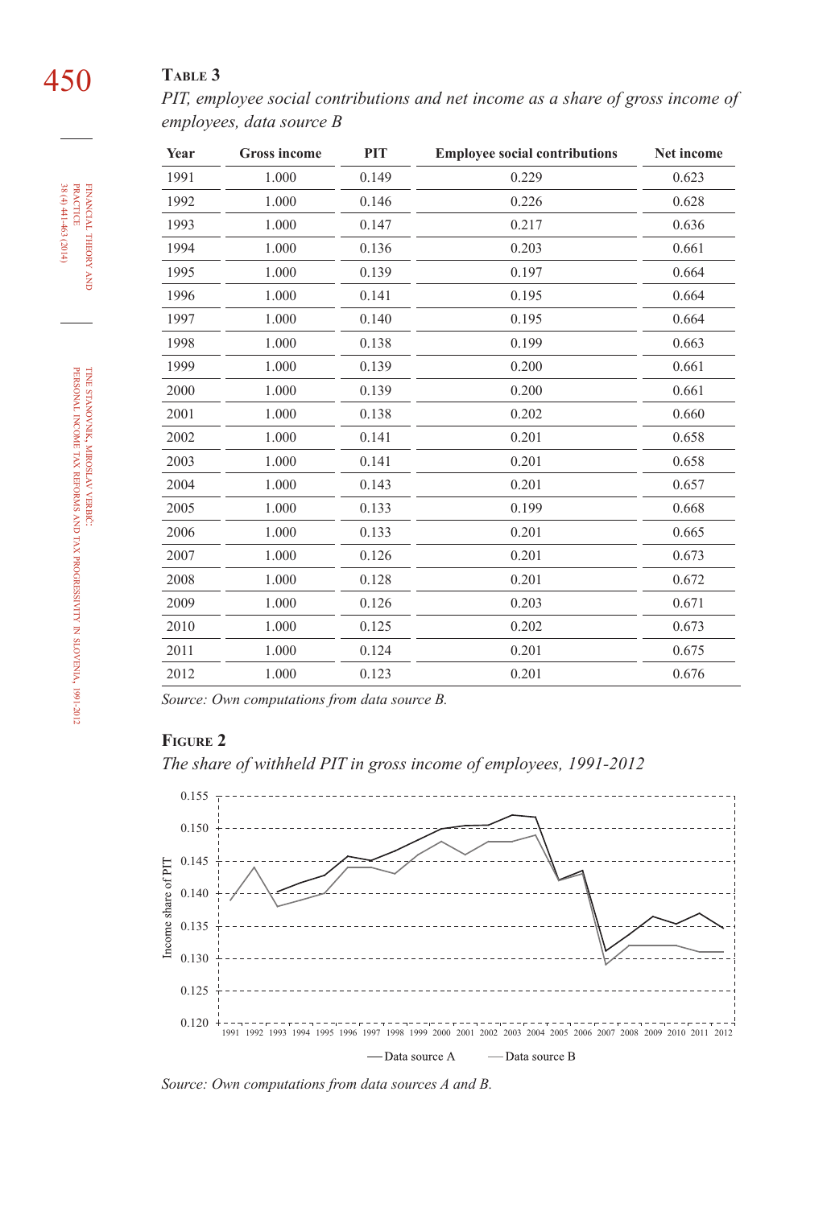**Table 3**

*PIT, employee social contributions and net income as a share of gross income of employees, data source B*

| Year | Gross income | PIT | Employee social contributions | Net income |
|---|---|---|---|---|
| 1991 | 1.000 | 0.149 | 0.229 | 0.623 |
| 1992 | 1.000 | 0.146 | 0.226 | 0.628 |
| 1993 | 1.000 | 0.147 | 0.217 | 0.636 |
| 1994 | 1.000 | 0.136 | 0.203 | 0.661 |
| 1995 | 1.000 | 0.139 | 0.197 | 0.664 |
| 1996 | 1.000 | 0.141 | 0.195 | 0.664 |
| 1997 | 1.000 | 0.140 | 0.195 | 0.664 |
| 1998 | 1.000 | 0.138 | 0.199 | 0.663 |
| 1999 | 1.000 | 0.139 | 0.200 | 0.661 |
| 2000 | 1.000 | 0.139 | 0.200 | 0.661 |
| 2001 | 1.000 | 0.138 | 0.202 | 0.660 |
| 2002 | 1.000 | 0.141 | 0.201 | 0.658 |
| 2003 | 1.000 | 0.141 | 0.201 | 0.658 |
| 2004 | 1.000 | 0.143 | 0.201 | 0.657 |
| 2005 | 1.000 | 0.133 | 0.199 | 0.668 |
| 2006 | 1.000 | 0.133 | 0.201 | 0.665 |
| 2007 | 1.000 | 0.126 | 0.201 | 0.673 |
| 2008 | 1.000 | 0.128 | 0.201 | 0.672 |
| 2009 | 1.000 | 0.126 | 0.203 | 0.671 |
| 2010 | 1.000 | 0.125 | 0.202 | 0.673 |
| 2011 | 1.000 | 0.124 | 0.201 | 0.675 |
| 2012 | 1.000 | 0.123 | 0.201 | 0.676 |

*Source: Own computations from data source B.*

**Figure 2**

*The share of withheld PIT in gross income of employees, 1991-2012*

*Source: Own computations from data sources A and B.*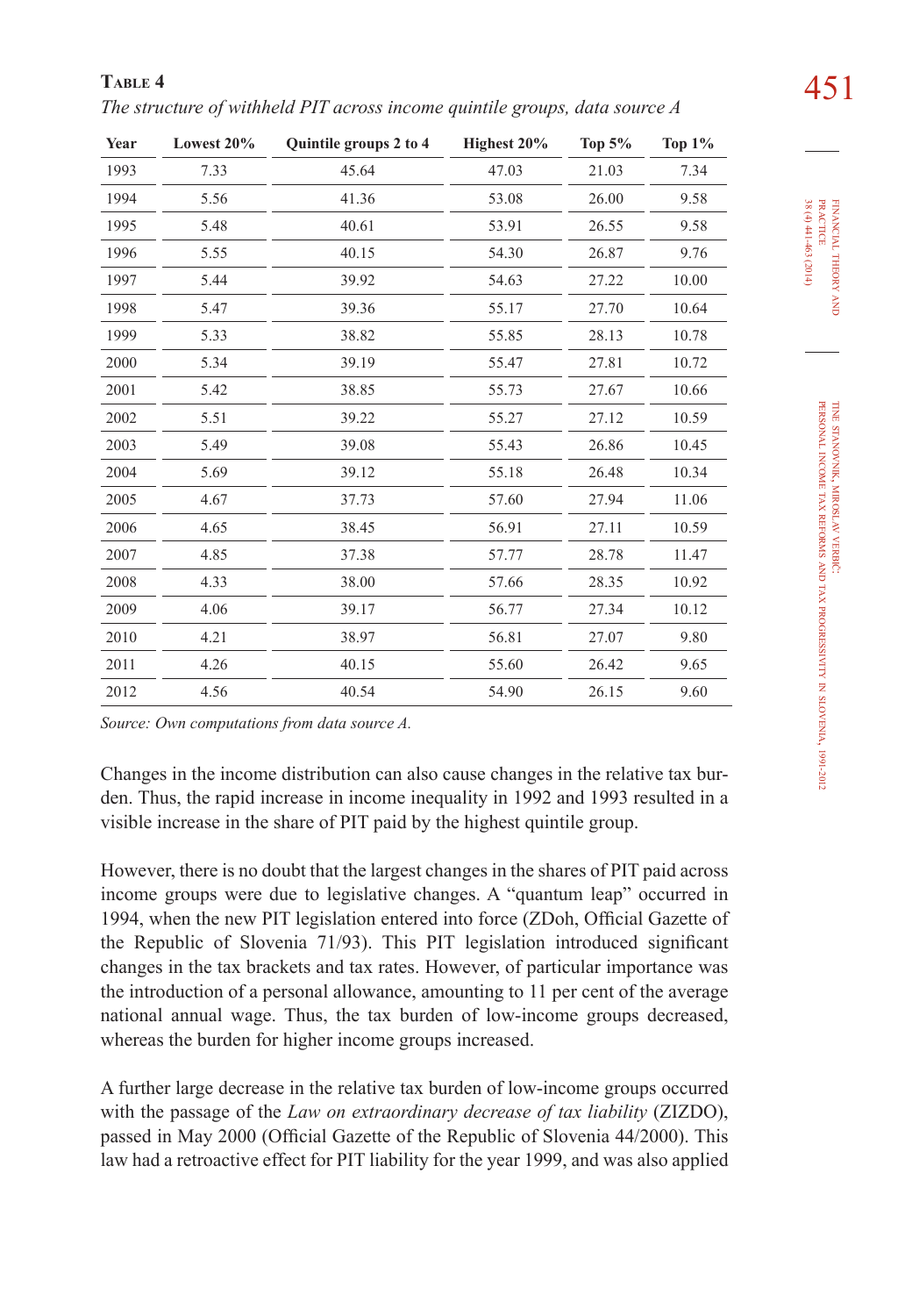**Table 4**

*The structure of withheld PIT across income quintile groups, data source A*

| Year | Lowest 20% | Quintile groups 2 to 4 | Highest 20% | Top 5% | Top 1% |
|---|---|---|---|---|---|
| 1993 | 7.33 | 45.64 | 47.03 | 21.03 | 7.34 |
| 1994 | 5.56 | 41.36 | 53.08 | 26.00 | 9.58 |
| 1995 | 5.48 | 40.61 | 53.91 | 26.55 | 9.58 |
| 1996 | 5.55 | 40.15 | 54.30 | 26.87 | 9.76 |
| 1997 | 5.44 | 39.92 | 54.63 | 27.22 | 10.00 |
| 1998 | 5.47 | 39.36 | 55.17 | 27.70 | 10.64 |
| 1999 | 5.33 | 38.82 | 55.85 | 28.13 | 10.78 |
| 2000 | 5.34 | 39.19 | 55.47 | 27.81 | 10.72 |
| 2001 | 5.42 | 38.85 | 55.73 | 27.67 | 10.66 |
| 2002 | 5.51 | 39.22 | 55.27 | 27.12 | 10.59 |
| 2003 | 5.49 | 39.08 | 55.43 | 26.86 | 10.45 |
| 2004 | 5.69 | 39.12 | 55.18 | 26.48 | 10.34 |
| 2005 | 4.67 | 37.73 | 57.60 | 27.94 | 11.06 |
| 2006 | 4.65 | 38.45 | 56.91 | 27.11 | 10.59 |
| 2007 | 4.85 | 37.38 | 57.77 | 28.78 | 11.47 |
| 2008 | 4.33 | 38.00 | 57.66 | 28.35 | 10.92 |
| 2009 | 4.06 | 39.17 | 56.77 | 27.34 | 10.12 |
| 2010 | 4.21 | 38.97 | 56.81 | 27.07 | 9.80 |
| 2011 | 4.26 | 40.15 | 55.60 | 26.42 | 9.65 |
| 2012 | 4.56 | 40.54 | 54.90 | 26.15 | 9.60 |

*Source: Own computations from data source A.*

Changes in the income distribution can also cause changes in the relative tax burden. Thus, the rapid increase in income inequality in 1992 and 1993 resulted in a visible increase in the share of PIT paid by the highest quintile group.

However, there is no doubt that the largest changes in the shares of PIT paid across income groups were due to legislative changes. A "quantum leap" occurred in 1994, when the new PIT legislation entered into force (ZDoh, Official Gazette of the Republic of Slovenia 71/93). This PIT legislation introduced significant changes in the tax brackets and tax rates. However, of particular importance was the introduction of a personal allowance, amounting to 11 per cent of the average national annual wage. Thus, the tax burden of low-income groups decreased, whereas the burden for higher income groups increased.

A further large decrease in the relative tax burden of low-income groups occurred with the passage of the *Law on extraordinary decrease of tax liability* (ZIZDO), passed in May 2000 (Official Gazette of the Republic of Slovenia 44/2000). This law had a retroactive effect for PIT liability for the year 1999, and was also applied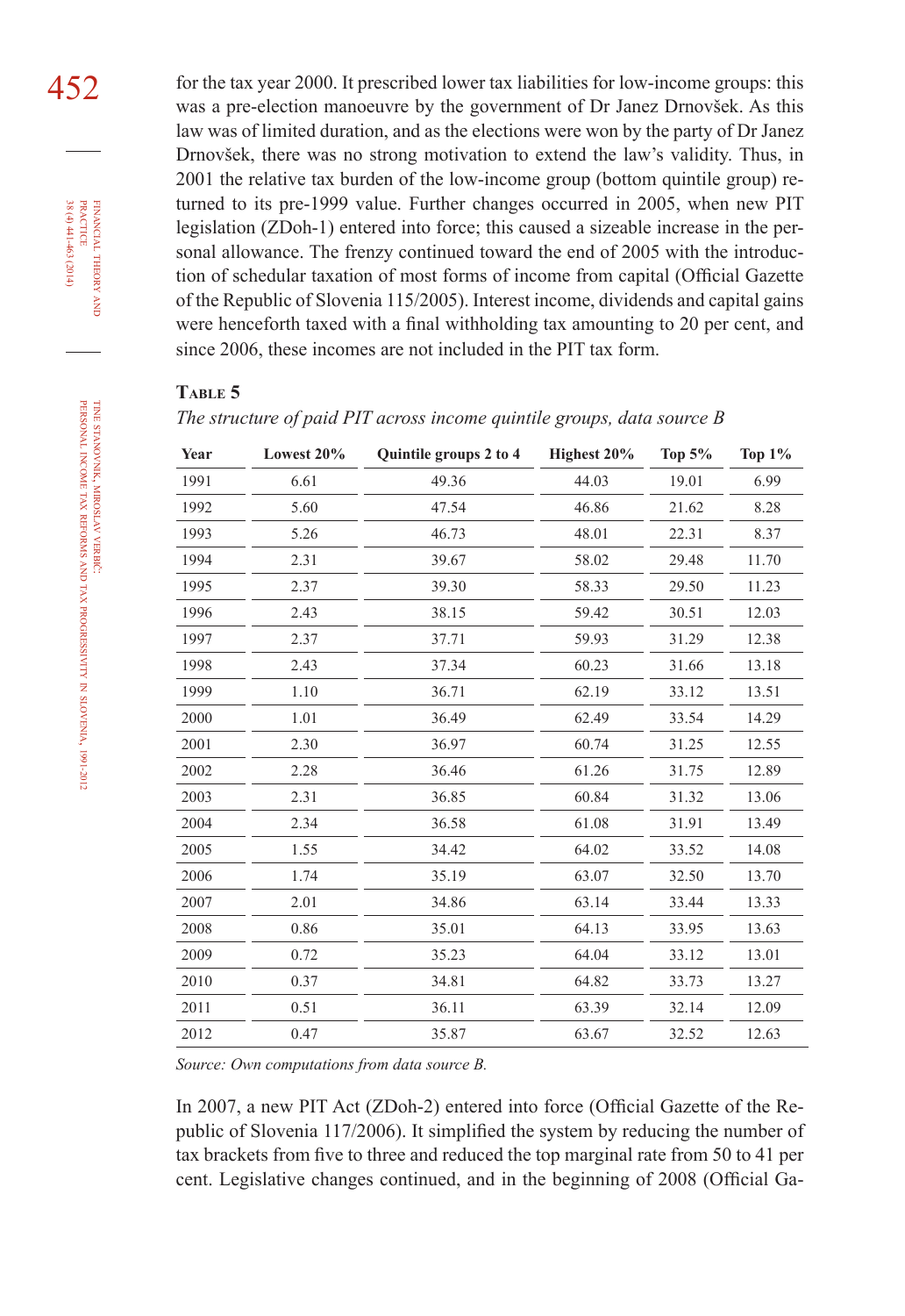for the tax year 2000. It prescribed lower tax liabilities for low-income groups: this was a pre-election manoeuvre by the government of Dr Janez Drnovšek. As this law was of limited duration, and as the elections were won by the party of Dr Janez Drnovšek, there was no strong motivation to extend the law's validity. Thus, in 2001 the relative tax burden of the low-income group (bottom quintile group) returned to its pre-1999 value. Further changes occurred in 2005, when new PIT legislation (ZDoh-1) entered into force; this caused a sizeable increase in the personal allowance. The frenzy continued toward the end of 2005 with the introduction of schedular taxation of most forms of income from capital (Official Gazette of the Republic of Slovenia 115/2005). Interest income, dividends and capital gains were henceforth taxed with a final withholding tax amounting to 20 per cent, and since 2006, these incomes are not included in the PIT tax form.

**Table 5**

*The structure of paid PIT across income quintile groups, data source B*

| Year | Lowest 20% | Quintile groups 2 to 4 | Highest 20% | Top 5% | Top 1% |
|---|---|---|---|---|---|
| 1991 | 6.61 | 49.36 | 44.03 | 19.01 | 6.99 |
| 1992 | 5.60 | 47.54 | 46.86 | 21.62 | 8.28 |
| 1993 | 5.26 | 46.73 | 48.01 | 22.31 | 8.37 |
| 1994 | 2.31 | 39.67 | 58.02 | 29.48 | 11.70 |
| 1995 | 2.37 | 39.30 | 58.33 | 29.50 | 11.23 |
| 1996 | 2.43 | 38.15 | 59.42 | 30.51 | 12.03 |
| 1997 | 2.37 | 37.71 | 59.93 | 31.29 | 12.38 |
| 1998 | 2.43 | 37.34 | 60.23 | 31.66 | 13.18 |
| 1999 | 1.10 | 36.71 | 62.19 | 33.12 | 13.51 |
| 2000 | 1.01 | 36.49 | 62.49 | 33.54 | 14.29 |
| 2001 | 2.30 | 36.97 | 60.74 | 31.25 | 12.55 |
| 2002 | 2.28 | 36.46 | 61.26 | 31.75 | 12.89 |
| 2003 | 2.31 | 36.85 | 60.84 | 31.32 | 13.06 |
| 2004 | 2.34 | 36.58 | 61.08 | 31.91 | 13.49 |
| 2005 | 1.55 | 34.42 | 64.02 | 33.52 | 14.08 |
| 2006 | 1.74 | 35.19 | 63.07 | 32.50 | 13.70 |
| 2007 | 2.01 | 34.86 | 63.14 | 33.44 | 13.33 |
| 2008 | 0.86 | 35.01 | 64.13 | 33.95 | 13.63 |
| 2009 | 0.72 | 35.23 | 64.04 | 33.12 | 13.01 |
| 2010 | 0.37 | 34.81 | 64.82 | 33.73 | 13.27 |
| 2011 | 0.51 | 36.11 | 63.39 | 32.14 | 12.09 |
| 2012 | 0.47 | 35.87 | 63.67 | 32.52 | 12.63 |

*Source: Own computations from data source B.*

In 2007, a new PIT Act (ZDoh-2) entered into force (Official Gazette of the Republic of Slovenia 117/2006). It simplified the system by reducing the number of tax brackets from five to three and reduced the top marginal rate from 50 to 41 per cent. Legislative changes continued, and in the beginning of 2008 (Official Ga-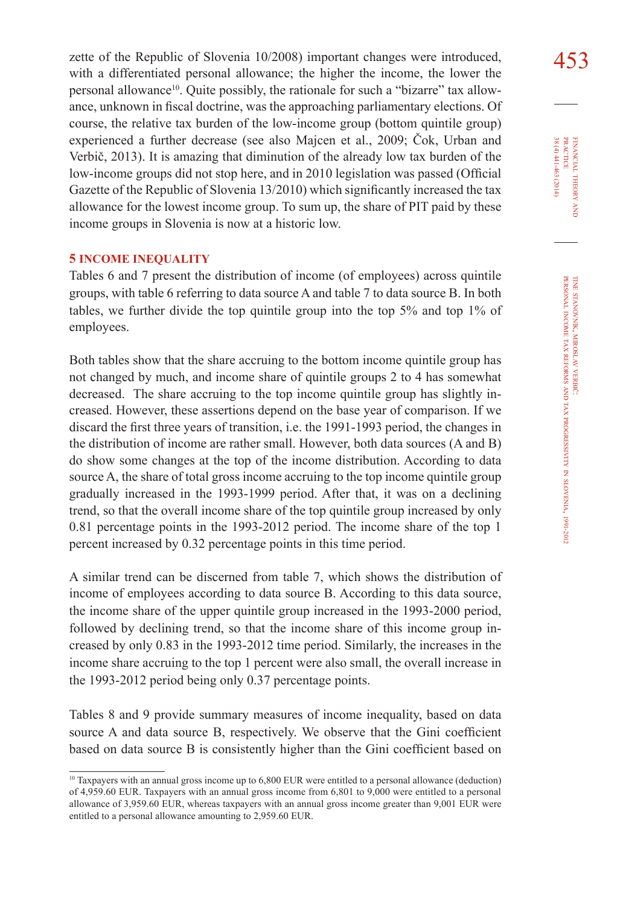zette of the Republic of Slovenia 10/2008) important changes were introduced, with a differentiated personal allowance; the higher the income, the lower the personal allowance[10]. Quite possibly, the rationale for such a "bizarre" tax allowance, unknown in fiscal doctrine, was the approaching parliamentary elections. Of course, the relative tax burden of the low-income group (bottom quintile group) experienced a further decrease (see also Majcen et al., 2009; Čok, Urban and Verbič, 2013). It is amazing that diminution of the already low tax burden of the low-income groups did not stop here, and in 2010 legislation was passed (Official Gazette of the Republic of Slovenia 13/2010) which significantly increased the tax allowance for the lowest income group. To sum up, the share of PIT paid by these income groups in Slovenia is now at a historic low.

## 5 INCOME INEQUALITY

Tables 6 and 7 present the distribution of income (of employees) across quintile groups, with table 6 referring to data source A and table 7 to data source B. In both tables, we further divide the top quintile group into the top 5% and top 1% of employees.

Both tables show that the share accruing to the bottom income quintile group has not changed by much, and income share of quintile groups 2 to 4 has somewhat decreased. The share accruing to the top income quintile group has slightly increased. However, these assertions depend on the base year of comparison. If we discard the first three years of transition, i.e. the 1991-1993 period, the changes in the distribution of income are rather small. However, both data sources (A and B) do show some changes at the top of the income distribution. According to data source A, the share of total gross income accruing to the top income quintile group gradually increased in the 1993-1999 period. After that, it was on a declining trend, so that the overall income share of the top quintile group increased by only 0.81 percentage points in the 1993-2012 period. The income share of the top 1 percent increased by 0.32 percentage points in this time period.

A similar trend can be discerned from table 7, which shows the distribution of income of employees according to data source B. According to this data source, the income share of the upper quintile group increased in the 1993-2000 period, followed by declining trend, so that the income share of this income group increased by only 0.83 in the 1993-2012 time period. Similarly, the increases in the income share accruing to the top 1 percent were also small, the overall increase in the 1993-2012 period being only 0.37 percentage points.

Tables 8 and 9 provide summary measures of income inequality, based on data source A and data source B, respectively. We observe that the Gini coefficient based on data source B is consistently higher than the Gini coefficient based on

---

[10] Taxpayers with an annual gross income up to 6,800 EUR were entitled to a personal allowance (deduction) of 4,959.60 EUR. Taxpayers with an annual gross income from 6,801 to 9,000 were entitled to a personal allowance of 3,959.60 EUR, whereas taxpayers with an annual gross income greater than 9,001 EUR were entitled to a personal allowance amounting to 2,959.60 EUR.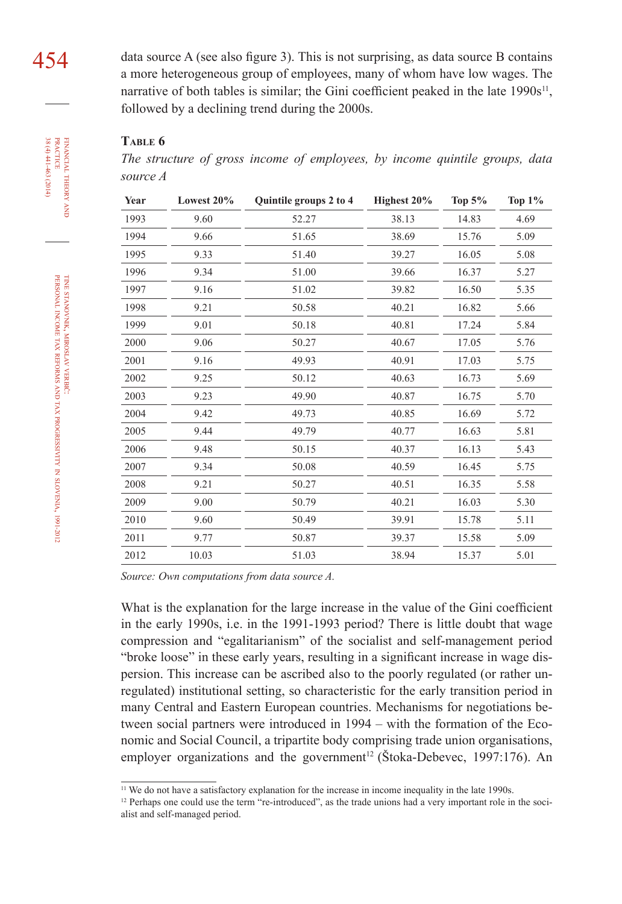data source A (see also figure 3). This is not surprising, as data source B contains a more heterogeneous group of employees, many of whom have low wages. The narrative of both tables is similar; the Gini coefficient peaked in the late 1990s[11], followed by a declining trend during the 2000s.

**Table 6**

*The structure of gross income of employees, by income quintile groups, data source A*

| Year | Lowest 20% | Quintile groups 2 to 4 | Highest 20% | Top 5% | Top 1% |
|---|---|---|---|---|---|
| 1993 | 9.60 | 52.27 | 38.13 | 14.83 | 4.69 |
| 1994 | 9.66 | 51.65 | 38.69 | 15.76 | 5.09 |
| 1995 | 9.33 | 51.40 | 39.27 | 16.05 | 5.08 |
| 1996 | 9.34 | 51.00 | 39.66 | 16.37 | 5.27 |
| 1997 | 9.16 | 51.02 | 39.82 | 16.50 | 5.35 |
| 1998 | 9.21 | 50.58 | 40.21 | 16.82 | 5.66 |
| 1999 | 9.01 | 50.18 | 40.81 | 17.24 | 5.84 |
| 2000 | 9.06 | 50.27 | 40.67 | 17.05 | 5.76 |
| 2001 | 9.16 | 49.93 | 40.91 | 17.03 | 5.75 |
| 2002 | 9.25 | 50.12 | 40.63 | 16.73 | 5.69 |
| 2003 | 9.23 | 49.90 | 40.87 | 16.75 | 5.70 |
| 2004 | 9.42 | 49.73 | 40.85 | 16.69 | 5.72 |
| 2005 | 9.44 | 49.79 | 40.77 | 16.63 | 5.81 |
| 2006 | 9.48 | 50.15 | 40.37 | 16.13 | 5.43 |
| 2007 | 9.34 | 50.08 | 40.59 | 16.45 | 5.75 |
| 2008 | 9.21 | 50.27 | 40.51 | 16.35 | 5.58 |
| 2009 | 9.00 | 50.79 | 40.21 | 16.03 | 5.30 |
| 2010 | 9.60 | 50.49 | 39.91 | 15.78 | 5.11 |
| 2011 | 9.77 | 50.87 | 39.37 | 15.58 | 5.09 |
| 2012 | 10.03 | 51.03 | 38.94 | 15.37 | 5.01 |

*Source: Own computations from data source A.*

What is the explanation for the large increase in the value of the Gini coefficient in the early 1990s, i.e. in the 1991-1993 period? There is little doubt that wage compression and "egalitarianism" of the socialist and self-management period "broke loose" in these early years, resulting in a significant increase in wage dispersion. This increase can be ascribed also to the poorly regulated (or rather unregulated) institutional setting, so characteristic for the early transition period in many Central and Eastern European countries. Mechanisms for negotiations between social partners were introduced in 1994 – with the formation of the Economic and Social Council, a tripartite body comprising trade union organisations, employer organizations and the government[12] (Štoka-Debevec, 1997:176). An

[11] We do not have a satisfactory explanation for the increase in income inequality in the late 1990s.

[12] Perhaps one could use the term "re-introduced", as the trade unions had a very important role in the socialist and self-managed period.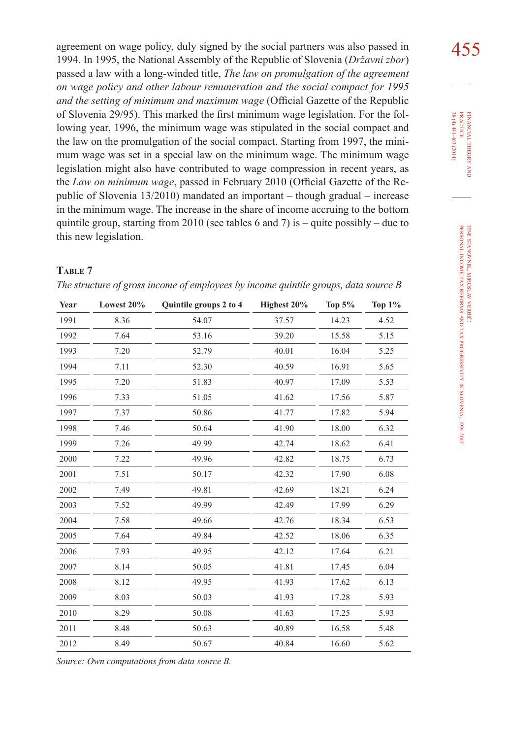agreement on wage policy, duly signed by the social partners was also passed in 1994. In 1995, the National Assembly of the Republic of Slovenia (*Državni zbor*) passed a law with a long-winded title, *The law on promulgation of the agreement on wage policy and other labour remuneration and the social compact for 1995 and the setting of minimum and maximum wage* (Official Gazette of the Republic of Slovenia 29/95). This marked the first minimum wage legislation. For the following year, 1996, the minimum wage was stipulated in the social compact and the law on the promulgation of the social compact. Starting from 1997, the minimum wage was set in a special law on the minimum wage. The minimum wage legislation might also have contributed to wage compression in recent years, as the *Law on minimum wage*, passed in February 2010 (Official Gazette of the Republic of Slovenia 13/2010) mandated an important – though gradual – increase in the minimum wage. The increase in the share of income accruing to the bottom quintile group, starting from 2010 (see tables 6 and 7) is – quite possibly – due to this new legislation.

**Table 7**

*The structure of gross income of employees by income quintile groups, data source B*

| Year | Lowest 20% | Quintile groups 2 to 4 | Highest 20% | Top 5% | Top 1% |
|---|---|---|---|---|---|
| 1991 | 8.36 | 54.07 | 37.57 | 14.23 | 4.52 |
| 1992 | 7.64 | 53.16 | 39.20 | 15.58 | 5.15 |
| 1993 | 7.20 | 52.79 | 40.01 | 16.04 | 5.25 |
| 1994 | 7.11 | 52.30 | 40.59 | 16.91 | 5.65 |
| 1995 | 7.20 | 51.83 | 40.97 | 17.09 | 5.53 |
| 1996 | 7.33 | 51.05 | 41.62 | 17.56 | 5.87 |
| 1997 | 7.37 | 50.86 | 41.77 | 17.82 | 5.94 |
| 1998 | 7.46 | 50.64 | 41.90 | 18.00 | 6.32 |
| 1999 | 7.26 | 49.99 | 42.74 | 18.62 | 6.41 |
| 2000 | 7.22 | 49.96 | 42.82 | 18.75 | 6.73 |
| 2001 | 7.51 | 50.17 | 42.32 | 17.90 | 6.08 |
| 2002 | 7.49 | 49.81 | 42.69 | 18.21 | 6.24 |
| 2003 | 7.52 | 49.99 | 42.49 | 17.99 | 6.29 |
| 2004 | 7.58 | 49.66 | 42.76 | 18.34 | 6.53 |
| 2005 | 7.64 | 49.84 | 42.52 | 18.06 | 6.35 |
| 2006 | 7.93 | 49.95 | 42.12 | 17.64 | 6.21 |
| 2007 | 8.14 | 50.05 | 41.81 | 17.45 | 6.04 |
| 2008 | 8.12 | 49.95 | 41.93 | 17.62 | 6.13 |
| 2009 | 8.03 | 50.03 | 41.93 | 17.28 | 5.93 |
| 2010 | 8.29 | 50.08 | 41.63 | 17.25 | 5.93 |
| 2011 | 8.48 | 50.63 | 40.89 | 16.58 | 5.48 |
| 2012 | 8.49 | 50.67 | 40.84 | 16.60 | 5.62 |

*Source: Own computations from data source B.*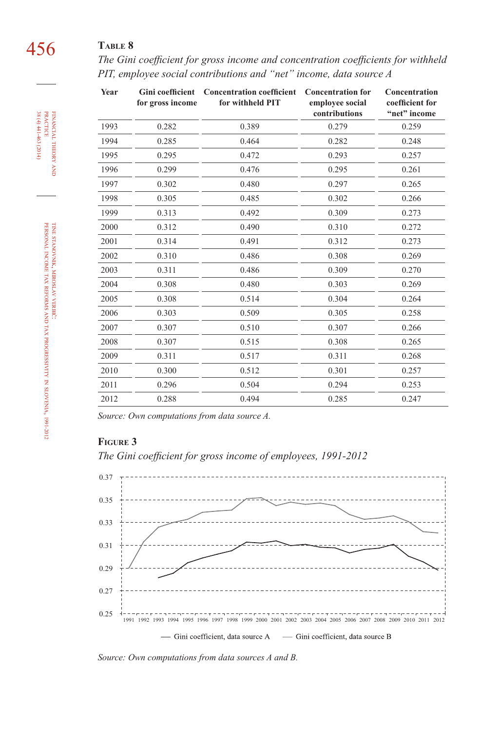**Table 8**

*The Gini coefficient for gross income and concentration coefficients for withheld PIT, employee social contributions and "net" income, data source A*

| Year | Gini coefficient for gross income | Concentration coefficient for withheld PIT | Concentration for employee social contributions | Concentration coefficient for "net" income |
|---|---|---|---|---|
| 1993 | 0.282 | 0.389 | 0.279 | 0.259 |
| 1994 | 0.285 | 0.464 | 0.282 | 0.248 |
| 1995 | 0.295 | 0.472 | 0.293 | 0.257 |
| 1996 | 0.299 | 0.476 | 0.295 | 0.261 |
| 1997 | 0.302 | 0.480 | 0.297 | 0.265 |
| 1998 | 0.305 | 0.485 | 0.302 | 0.266 |
| 1999 | 0.313 | 0.492 | 0.309 | 0.273 |
| 2000 | 0.312 | 0.490 | 0.310 | 0.272 |
| 2001 | 0.314 | 0.491 | 0.312 | 0.273 |
| 2002 | 0.310 | 0.486 | 0.308 | 0.269 |
| 2003 | 0.311 | 0.486 | 0.309 | 0.270 |
| 2004 | 0.308 | 0.480 | 0.303 | 0.269 |
| 2005 | 0.308 | 0.514 | 0.304 | 0.264 |
| 2006 | 0.303 | 0.509 | 0.305 | 0.258 |
| 2007 | 0.307 | 0.510 | 0.307 | 0.266 |
| 2008 | 0.307 | 0.515 | 0.308 | 0.265 |
| 2009 | 0.311 | 0.517 | 0.311 | 0.268 |
| 2010 | 0.300 | 0.512 | 0.301 | 0.257 |
| 2011 | 0.296 | 0.504 | 0.294 | 0.253 |
| 2012 | 0.288 | 0.494 | 0.285 | 0.247 |

*Source: Own computations from data source A.*

**Figure 3**

*The Gini coefficient for gross income of employees, 1991-2012*

*Source: Own computations from data sources A and B.*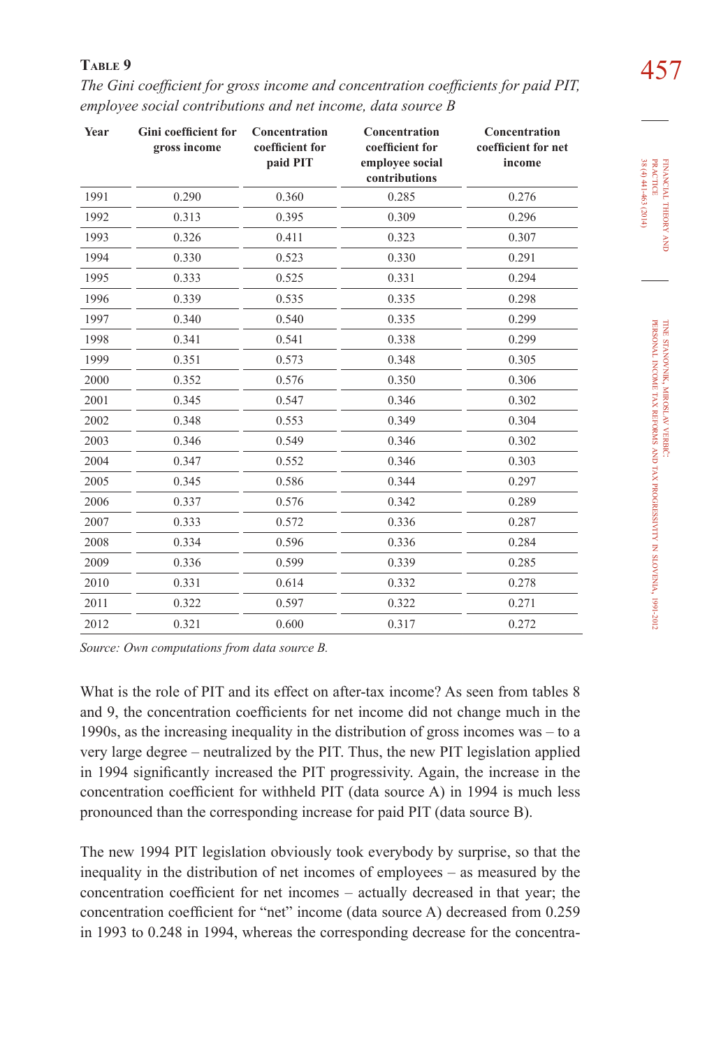**Table 9**

*The Gini coefficient for gross income and concentration coefficients for paid PIT, employee social contributions and net income, data source B*

| Year | Gini coefficient for gross income | Concentration coefficient for paid PIT | Concentration coefficient for employee social contributions | Concentration coefficient for net income |
|---|---|---|---|---|
| 1991 | 0.290 | 0.360 | 0.285 | 0.276 |
| 1992 | 0.313 | 0.395 | 0.309 | 0.296 |
| 1993 | 0.326 | 0.411 | 0.323 | 0.307 |
| 1994 | 0.330 | 0.523 | 0.330 | 0.291 |
| 1995 | 0.333 | 0.525 | 0.331 | 0.294 |
| 1996 | 0.339 | 0.535 | 0.335 | 0.298 |
| 1997 | 0.340 | 0.540 | 0.335 | 0.299 |
| 1998 | 0.341 | 0.541 | 0.338 | 0.299 |
| 1999 | 0.351 | 0.573 | 0.348 | 0.305 |
| 2000 | 0.352 | 0.576 | 0.350 | 0.306 |
| 2001 | 0.345 | 0.547 | 0.346 | 0.302 |
| 2002 | 0.348 | 0.553 | 0.349 | 0.304 |
| 2003 | 0.346 | 0.549 | 0.346 | 0.302 |
| 2004 | 0.347 | 0.552 | 0.346 | 0.303 |
| 2005 | 0.345 | 0.586 | 0.344 | 0.297 |
| 2006 | 0.337 | 0.576 | 0.342 | 0.289 |
| 2007 | 0.333 | 0.572 | 0.336 | 0.287 |
| 2008 | 0.334 | 0.596 | 0.336 | 0.284 |
| 2009 | 0.336 | 0.599 | 0.339 | 0.285 |
| 2010 | 0.331 | 0.614 | 0.332 | 0.278 |
| 2011 | 0.322 | 0.597 | 0.322 | 0.271 |
| 2012 | 0.321 | 0.600 | 0.317 | 0.272 |

*Source: Own computations from data source B.*

What is the role of PIT and its effect on after-tax income? As seen from tables 8 and 9, the concentration coefficients for net income did not change much in the 1990s, as the increasing inequality in the distribution of gross incomes was – to a very large degree – neutralized by the PIT. Thus, the new PIT legislation applied in 1994 significantly increased the PIT progressivity. Again, the increase in the concentration coefficient for withheld PIT (data source A) in 1994 is much less pronounced than the corresponding increase for paid PIT (data source B).

The new 1994 PIT legislation obviously took everybody by surprise, so that the inequality in the distribution of net incomes of employees – as measured by the concentration coefficient for net incomes – actually decreased in that year; the concentration coefficient for "net" income (data source A) decreased from 0.259 in 1993 to 0.248 in 1994, whereas the corresponding decrease for the concentra-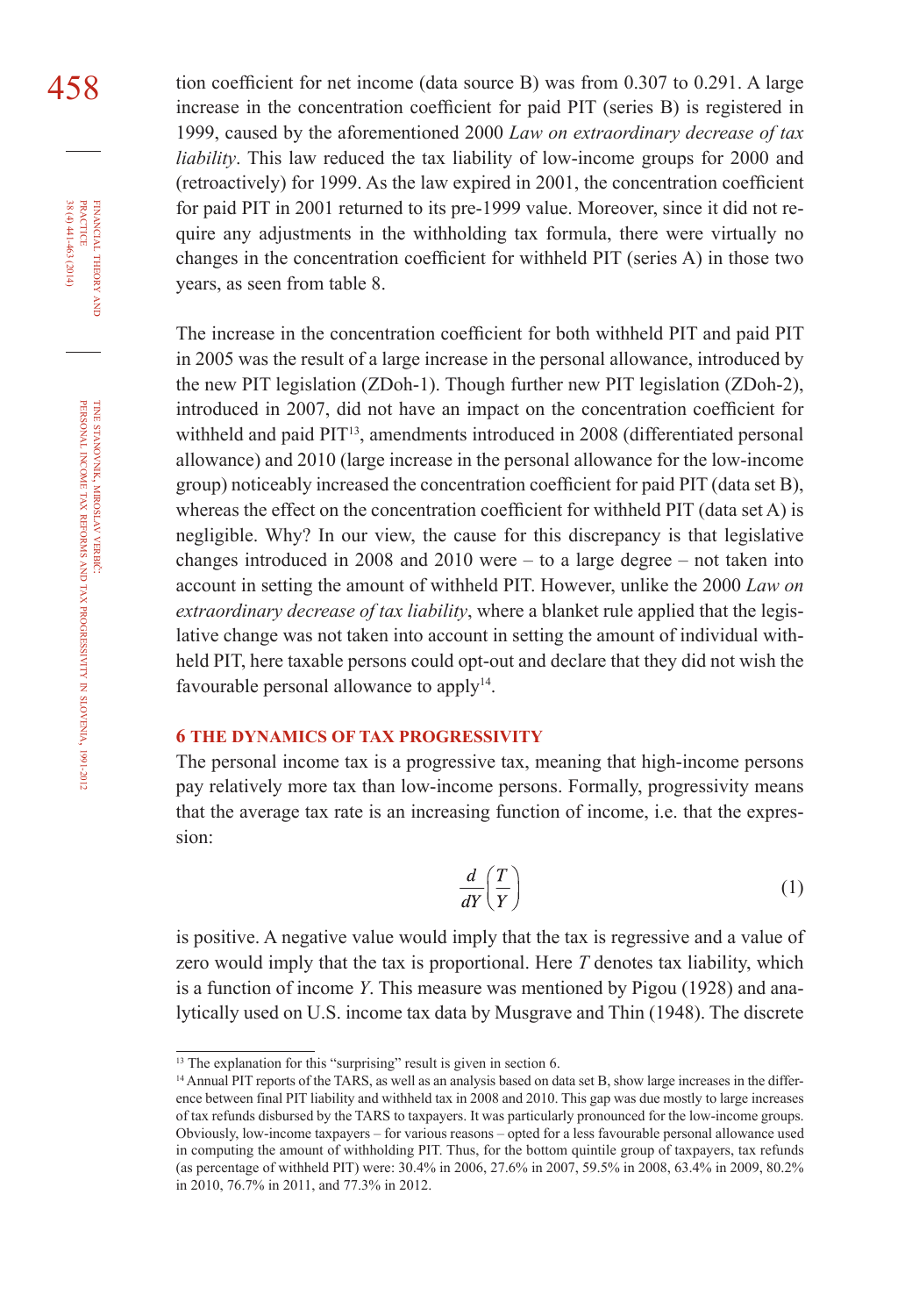tion coefficient for net income (data source B) was from 0.307 to 0.291. A large increase in the concentration coefficient for paid PIT (series B) is registered in 1999, caused by the aforementioned 2000 *Law on extraordinary decrease of tax liability*. This law reduced the tax liability of low-income groups for 2000 and (retroactively) for 1999. As the law expired in 2001, the concentration coefficient for paid PIT in 2001 returned to its pre-1999 value. Moreover, since it did not require any adjustments in the withholding tax formula, there were virtually no changes in the concentration coefficient for withheld PIT (series A) in those two years, as seen from table 8.

The increase in the concentration coefficient for both withheld PIT and paid PIT in 2005 was the result of a large increase in the personal allowance, introduced by the new PIT legislation (ZDoh-1). Though further new PIT legislation (ZDoh-2), introduced in 2007, did not have an impact on the concentration coefficient for withheld and paid PIT[13], amendments introduced in 2008 (differentiated personal allowance) and 2010 (large increase in the personal allowance for the low-income group) noticeably increased the concentration coefficient for paid PIT (data set B), whereas the effect on the concentration coefficient for withheld PIT (data set A) is negligible. Why? In our view, the cause for this discrepancy is that legislative changes introduced in 2008 and 2010 were – to a large degree – not taken into account in setting the amount of withheld PIT. However, unlike the 2000 *Law on extraordinary decrease of tax liability*, where a blanket rule applied that the legislative change was not taken into account in setting the amount of individual withheld PIT, here taxable persons could opt-out and declare that they did not wish the favourable personal allowance to apply[14].

## 6 THE DYNAMICS OF TAX PROGRESSIVITY

The personal income tax is a progressive tax, meaning that high-income persons pay relatively more tax than low-income persons. Formally, progressivity means that the average tax rate is an increasing function of income, i.e. that the expression:

$$\frac{d}{dY}\left(\frac{T}{Y}\right) \tag{1}$$

is positive. A negative value would imply that the tax is regressive and a value of zero would imply that the tax is proportional. Here $T$ denotes tax liability, which is a function of income $Y$. This measure was mentioned by Pigou (1928) and analytically used on U.S. income tax data by Musgrave and Thin (1948). The discrete

[13] The explanation for this "surprising" result is given in section 6.

[14] Annual PIT reports of the TARS, as well as an analysis based on data set B, show large increases in the difference between final PIT liability and withheld tax in 2008 and 2010. This gap was due mostly to large increases of tax refunds disbursed by the TARS to taxpayers. It was particularly pronounced for the low-income groups. Obviously, low-income taxpayers – for various reasons – opted for a less favourable personal allowance used in computing the amount of withholding PIT. Thus, for the bottom quintile group of taxpayers, tax refunds (as percentage of withheld PIT) were: 30.4% in 2006, 27.6% in 2007, 59.5% in 2008, 63.4% in 2009, 80.2% in 2010, 76.7% in 2011, and 77.3% in 2012.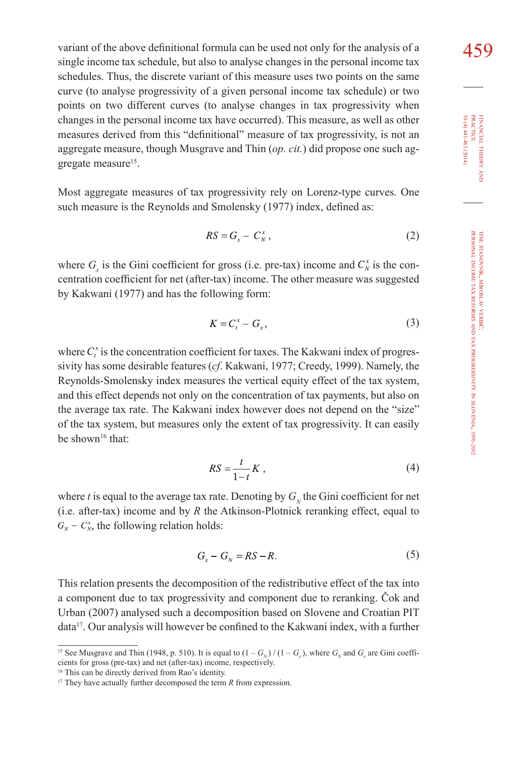variant of the above definitional formula can be used not only for the analysis of a single income tax schedule, but also to analyse changes in the personal income tax schedules. Thus, the discrete variant of this measure uses two points on the same curve (to analyse progressivity of a given personal income tax schedule) or two points on two different curves (to analyse changes in tax progressivity when changes in the personal income tax have occurred). This measure, as well as other measures derived from this "definitional" measure of tax progressivity, is not an aggregate measure, though Musgrave and Thin (*op. cit.*) did propose one such aggregate measure[15].

Most aggregate measures of tax progressivity rely on Lorenz-type curves. One such measure is the Reynolds and Smolensky (1977) index, defined as:

$$RS = G_x - C_N^x, \tag{2}$$

where $G_x$ is the Gini coefficient for gross (i.e. pre-tax) income and $C_N^x$ is the concentration coefficient for net (after-tax) income. The other measure was suggested by Kakwani (1977) and has the following form:

$$K = C_t^x - G_x, \tag{3}$$

where $C_t^x$ is the concentration coefficient for taxes. The Kakwani index of progressivity has some desirable features (*cf.* Kakwani, 1977; Creedy, 1999). Namely, the Reynolds-Smolensky index measures the vertical equity effect of the tax system, and this effect depends not only on the concentration of tax payments, but also on the average tax rate. The Kakwani index however does not depend on the "size" of the tax system, but measures only the extent of tax progressivity. It can easily be shown[16] that:

$$RS = \frac{t}{1-t}K, \tag{4}$$

where $t$ is equal to the average tax rate. Denoting by $G_N$ the Gini coefficient for net (i.e. after-tax) income and by $R$ the Atkinson-Plotnick reranking effect, equal to $G_N - C_N^x$, the following relation holds:

$$G_x - G_N = RS - R. \tag{5}$$

This relation presents the decomposition of the redistributive effect of the tax into a component due to tax progressivity and component due to reranking. Čok and Urban (2007) analysed such a decomposition based on Slovene and Croatian PIT data[17]. Our analysis will however be confined to the Kakwani index, with a further

---

[15] See Musgrave and Thin (1948, p. 510). It is equal to $(1 - G_N) / (1 - G_x)$, where $G_N$ and $G_x$ are Gini coefficients for gross (pre-tax) and net (after-tax) income, respectively.

[16] This can be directly derived from Rao's identity.

[17] They have actually further decomposed the term $R$ from expression.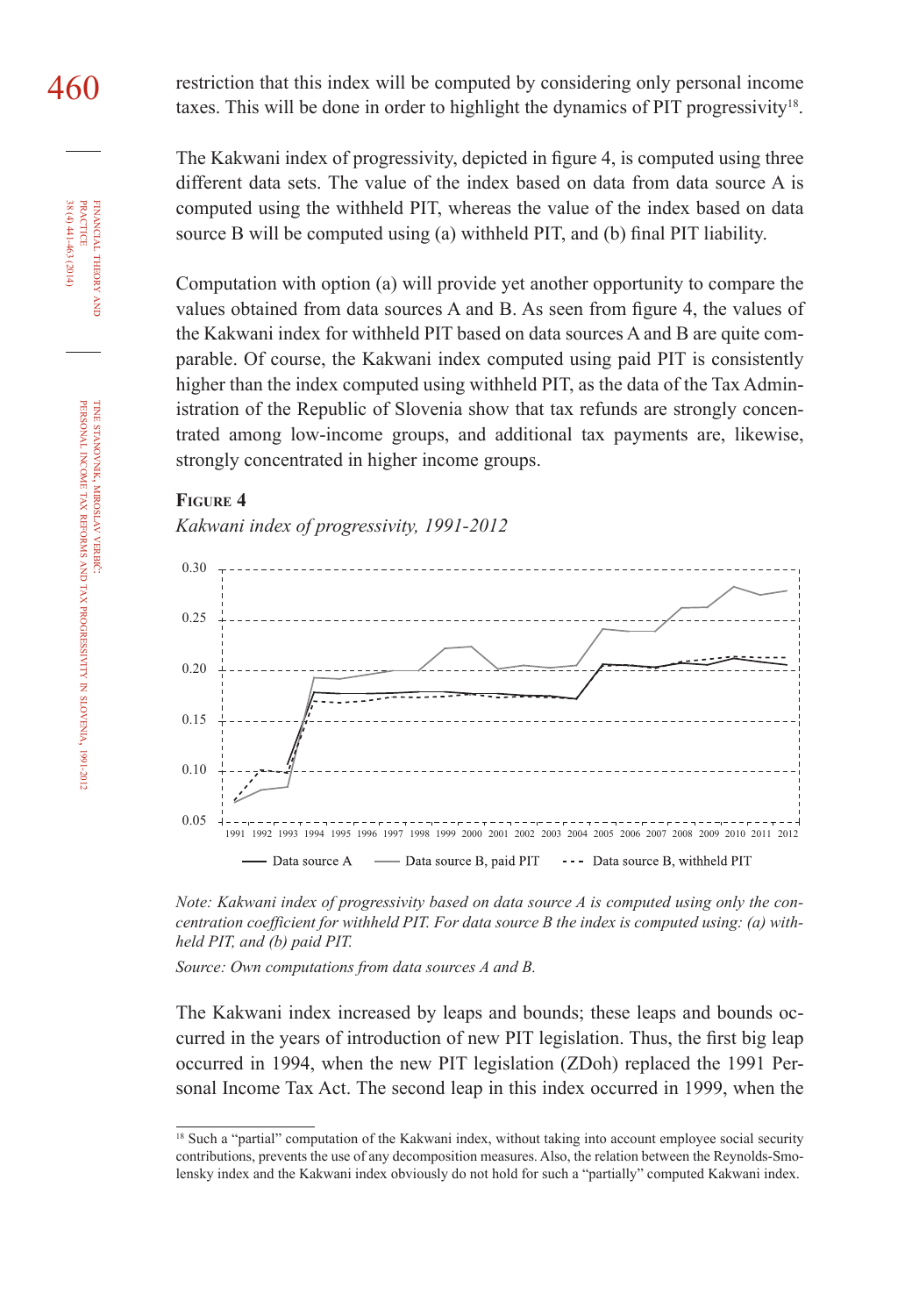restriction that this index will be computed by considering only personal income taxes. This will be done in order to highlight the dynamics of PIT progressivity[18].

The Kakwani index of progressivity, depicted in figure 4, is computed using three different data sets. The value of the index based on data from data source A is computed using the withheld PIT, whereas the value of the index based on data source B will be computed using (a) withheld PIT, and (b) final PIT liability.

Computation with option (a) will provide yet another opportunity to compare the values obtained from data sources A and B. As seen from figure 4, the values of the Kakwani index for withheld PIT based on data sources A and B are quite comparable. Of course, the Kakwani index computed using paid PIT is consistently higher than the index computed using withheld PIT, as the data of the Tax Administration of the Republic of Slovenia show that tax refunds are strongly concentrated among low-income groups, and additional tax payments are, likewise, strongly concentrated in higher income groups.

**Figure 4**

*Kakwani index of progressivity, 1991-2012*

*Note: Kakwani index of progressivity based on data source A is computed using only the concentration coefficient for withheld PIT. For data source B the index is computed using: (a) withheld PIT, and (b) paid PIT.*

*Source: Own computations from data sources A and B.*

The Kakwani index increased by leaps and bounds; these leaps and bounds occurred in the years of introduction of new PIT legislation. Thus, the first big leap occurred in 1994, when the new PIT legislation (ZDoh) replaced the 1991 Personal Income Tax Act. The second leap in this index occurred in 1999, when the

[18] Such a "partial" computation of the Kakwani index, without taking into account employee social security contributions, prevents the use of any decomposition measures. Also, the relation between the Reynolds-Smolensky index and the Kakwani index obviously do not hold for such a "partially" computed Kakwani index.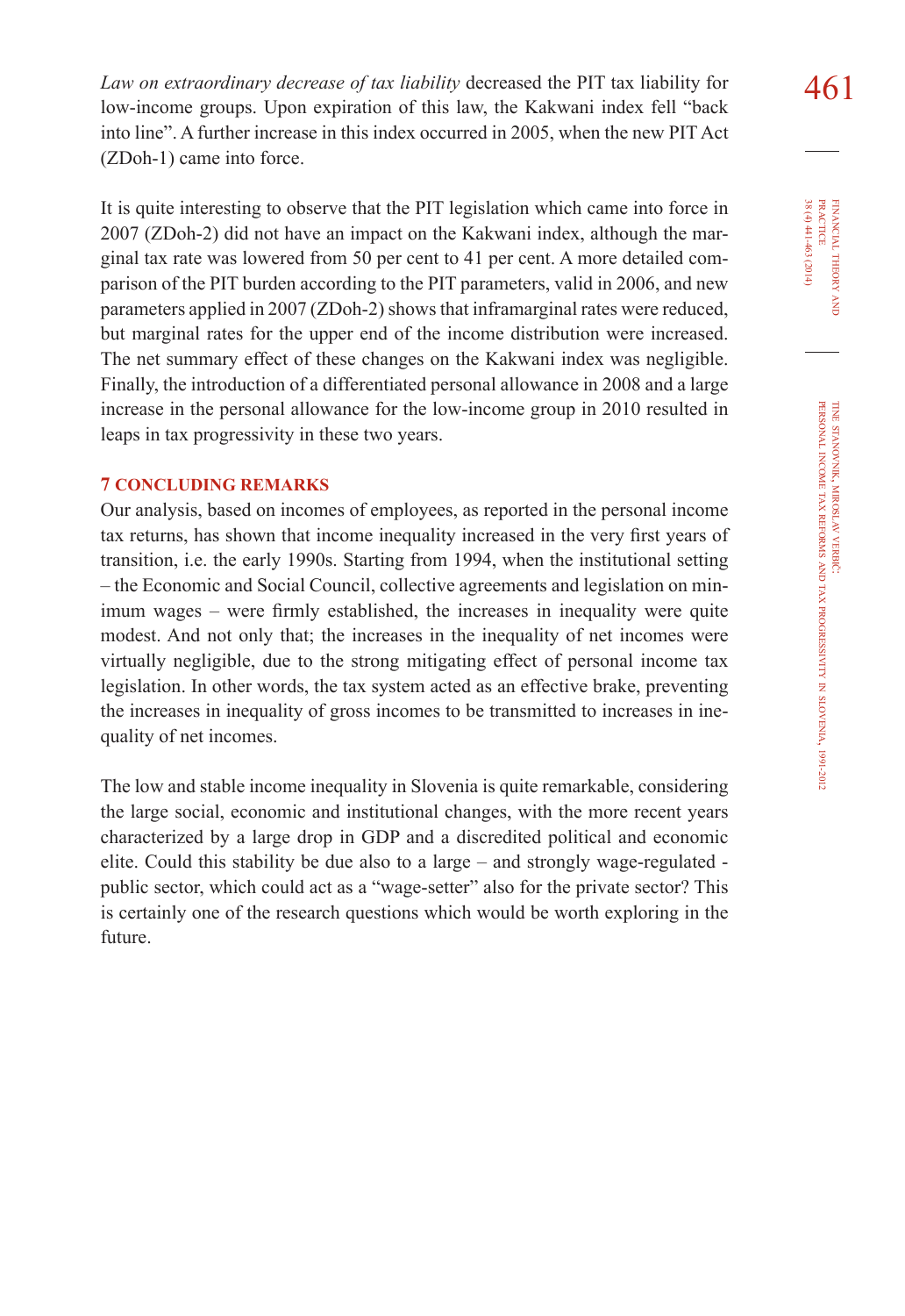*Law on extraordinary decrease of tax liability* decreased the PIT tax liability for low-income groups. Upon expiration of this law, the Kakwani index fell "back into line". A further increase in this index occurred in 2005, when the new PIT Act (ZDoh-1) came into force.

It is quite interesting to observe that the PIT legislation which came into force in 2007 (ZDoh-2) did not have an impact on the Kakwani index, although the marginal tax rate was lowered from 50 per cent to 41 per cent. A more detailed comparison of the PIT burden according to the PIT parameters, valid in 2006, and new parameters applied in 2007 (ZDoh-2) shows that inframarginal rates were reduced, but marginal rates for the upper end of the income distribution were increased. The net summary effect of these changes on the Kakwani index was negligible. Finally, the introduction of a differentiated personal allowance in 2008 and a large increase in the personal allowance for the low-income group in 2010 resulted in leaps in tax progressivity in these two years.

## 7 CONCLUDING REMARKS

Our analysis, based on incomes of employees, as reported in the personal income tax returns, has shown that income inequality increased in the very first years of transition, i.e. the early 1990s. Starting from 1994, when the institutional setting – the Economic and Social Council, collective agreements and legislation on minimum wages – were firmly established, the increases in inequality were quite modest. And not only that; the increases in the inequality of net incomes were virtually negligible, due to the strong mitigating effect of personal income tax legislation. In other words, the tax system acted as an effective brake, preventing the increases in inequality of gross incomes to be transmitted to increases in inequality of net incomes.

The low and stable income inequality in Slovenia is quite remarkable, considering the large social, economic and institutional changes, with the more recent years characterized by a large drop in GDP and a discredited political and economic elite. Could this stability be due also to a large – and strongly wage-regulated - public sector, which could act as a "wage-setter" also for the private sector? This is certainly one of the research questions which would be worth exploring in the future.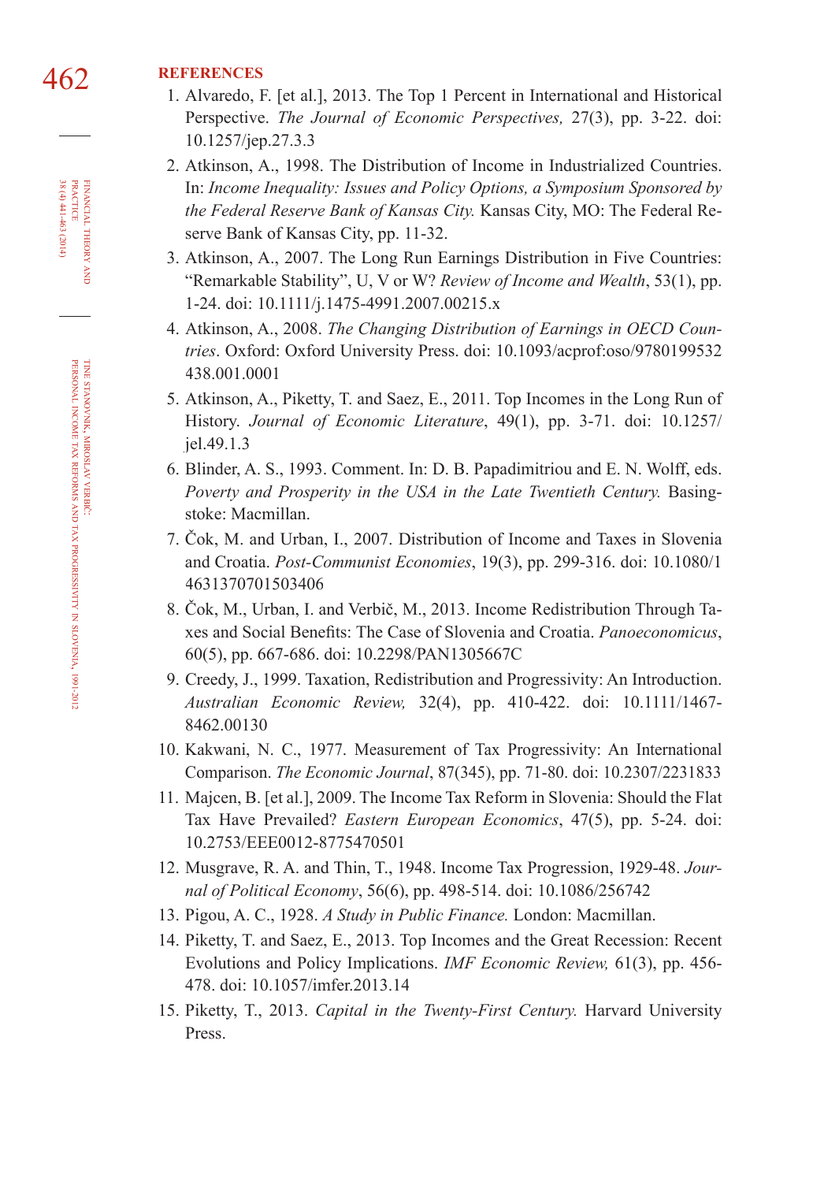## REFERENCES

1. Alvaredo, F. [et al.], 2013. The Top 1 Percent in International and Historical Perspective. *The Journal of Economic Perspectives,* 27(3), pp. 3-22. doi: 10.1257/jep.27.3.3
2. Atkinson, A., 1998. The Distribution of Income in Industrialized Countries. In: *Income Inequality: Issues and Policy Options, a Symposium Sponsored by the Federal Reserve Bank of Kansas City.* Kansas City, MO: The Federal Reserve Bank of Kansas City, pp. 11-32.
3. Atkinson, A., 2007. The Long Run Earnings Distribution in Five Countries: "Remarkable Stability", U, V or W? *Review of Income and Wealth*, 53(1), pp. 1-24. doi: 10.1111/j.1475-4991.2007.00215.x
4. Atkinson, A., 2008. *The Changing Distribution of Earnings in OECD Countries*. Oxford: Oxford University Press. doi: 10.1093/acprof:oso/9780199532438.001.0001
5. Atkinson, A., Piketty, T. and Saez, E., 2011. Top Incomes in the Long Run of History. *Journal of Economic Literature*, 49(1), pp. 3-71. doi: 10.1257/jel.49.1.3
6. Blinder, A. S., 1993. Comment. In: D. B. Papadimitriou and E. N. Wolff, eds. *Poverty and Prosperity in the USA in the Late Twentieth Century.* Basingstoke: Macmillan.
7. Čok, M. and Urban, I., 2007. Distribution of Income and Taxes in Slovenia and Croatia. *Post-Communist Economies*, 19(3), pp. 299-316. doi: 10.1080/14631370701503406
8. Čok, M., Urban, I. and Verbič, M., 2013. Income Redistribution Through Taxes and Social Benefits: The Case of Slovenia and Croatia. *Panoeconomicus*, 60(5), pp. 667-686. doi: 10.2298/PAN1305667C
9. Creedy, J., 1999. Taxation, Redistribution and Progressivity: An Introduction. *Australian Economic Review,* 32(4), pp. 410-422. doi: 10.1111/1467-8462.00130
10. Kakwani, N. C., 1977. Measurement of Tax Progressivity: An International Comparison. *The Economic Journal*, 87(345), pp. 71-80. doi: 10.2307/2231833
11. Majcen, B. [et al.], 2009. The Income Tax Reform in Slovenia: Should the Flat Tax Have Prevailed? *Eastern European Economics*, 47(5), pp. 5-24. doi: 10.2753/EEE0012-8775470501
12. Musgrave, R. A. and Thin, T., 1948. Income Tax Progression, 1929-48. *Journal of Political Economy*, 56(6), pp. 498-514. doi: 10.1086/256742
13. Pigou, A. C., 1928. *A Study in Public Finance.* London: Macmillan.
14. Piketty, T. and Saez, E., 2013. Top Incomes and the Great Recession: Recent Evolutions and Policy Implications. *IMF Economic Review,* 61(3), pp. 456-478. doi: 10.1057/imfer.2013.14
15. Piketty, T., 2013. *Capital in the Twenty-First Century.* Harvard University Press.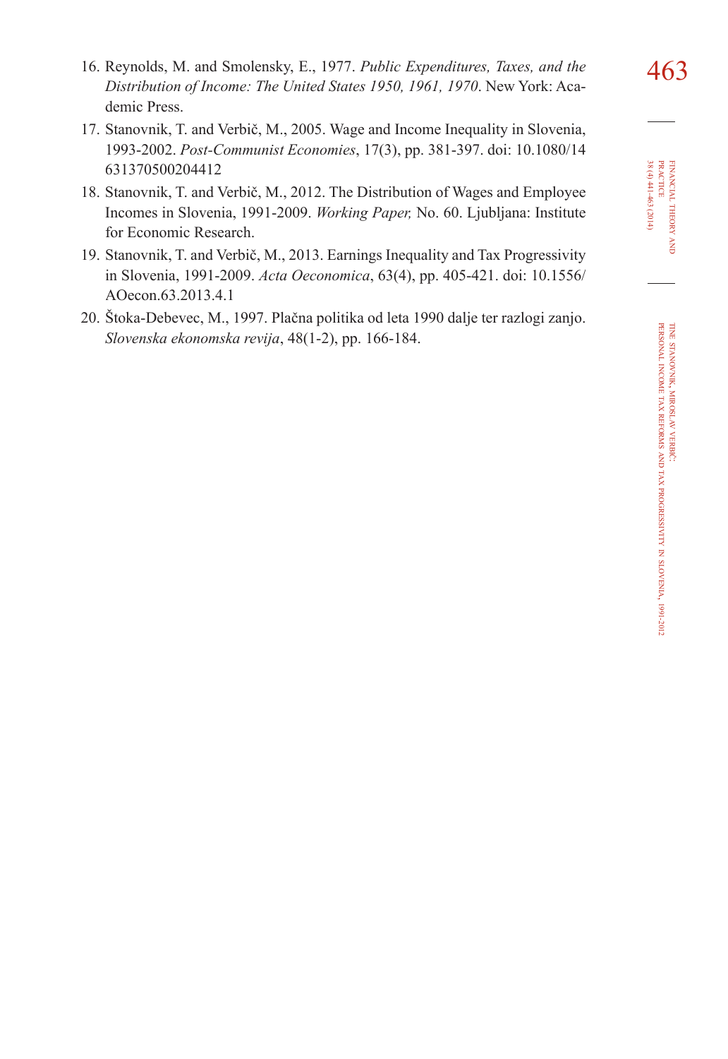16. Reynolds, M. and Smolensky, E., 1977. *Public Expenditures, Taxes, and the Distribution of Income: The United States 1950, 1961, 1970*. New York: Academic Press.
17. Stanovnik, T. and Verbič, M., 2005. Wage and Income Inequality in Slovenia, 1993-2002. *Post-Communist Economies*, 17(3), pp. 381-397. doi: 10.1080/14631370500204412
18. Stanovnik, T. and Verbič, M., 2012. The Distribution of Wages and Employee Incomes in Slovenia, 1991-2009. *Working Paper,* No. 60. Ljubljana: Institute for Economic Research.
19. Stanovnik, T. and Verbič, M., 2013. Earnings Inequality and Tax Progressivity in Slovenia, 1991-2009. *Acta Oeconomica*, 63(4), pp. 405-421. doi: 10.1556/AOecon.63.2013.4.1
20. Štoka-Debevec, M., 1997. Plačna politika od leta 1990 dalje ter razlogi zanjo. *Slovenska ekonomska revija*, 48(1-2), pp. 166-184.